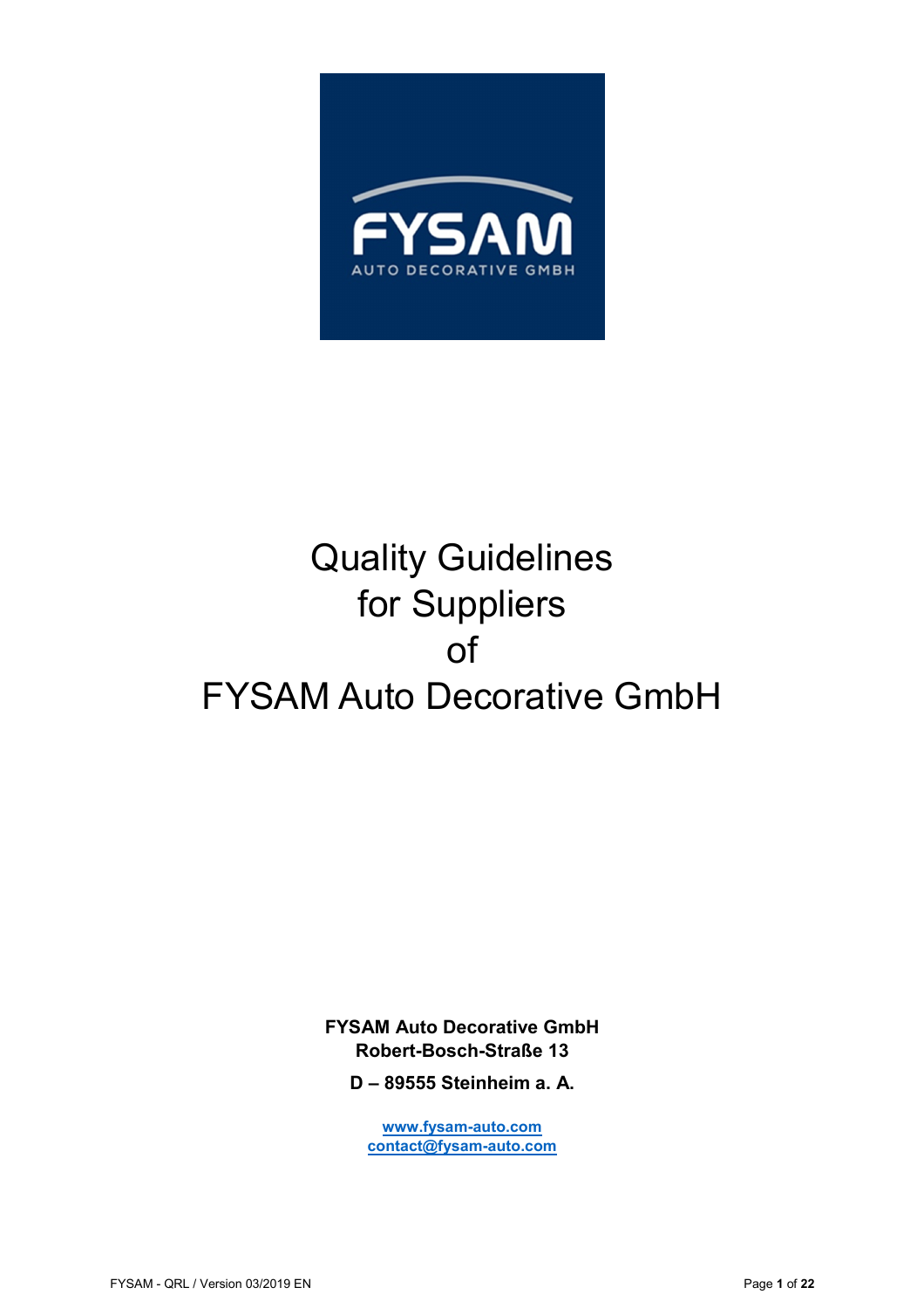# Quality Guidelines for Suppliers of FYSAM Auto Decorative GmbH

**FYSAM Auto Decorative GmbH**
**Robert-Bosch-Straße 13**

**D – 89555 Steinheim a. A.**

**www.fysam-auto.com**
**contact@fysam-auto.com**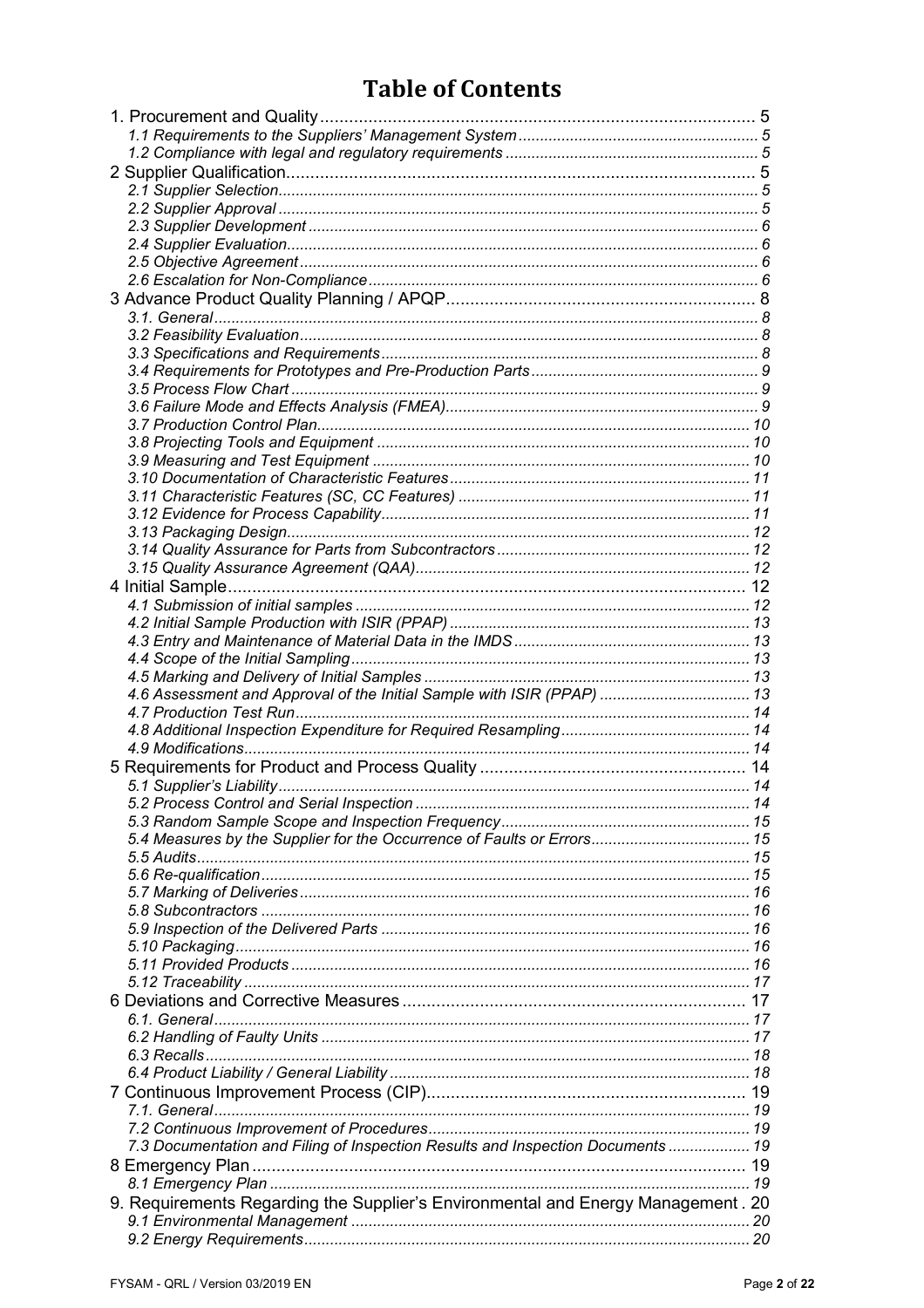# Table of Contents

1. Procurement and Quality .......... 5
   - *1.1 Requirements to the Suppliers' Management System .......... 5*
   - *1.2 Compliance with legal and regulatory requirements .......... 5*

2 Supplier Qualification .......... 5
   - *2.1 Supplier Selection .......... 5*
   - *2.2 Supplier Approval .......... 5*
   - *2.3 Supplier Development .......... 6*
   - *2.4 Supplier Evaluation .......... 6*
   - *2.5 Objective Agreement .......... 6*
   - *2.6 Escalation for Non-Compliance .......... 6*

3 Advance Product Quality Planning / APQP .......... 8
   - *3.1. General .......... 8*
   - *3.2 Feasibility Evaluation .......... 8*
   - *3.3 Specifications and Requirements .......... 8*
   - *3.4 Requirements for Prototypes and Pre-Production Parts .......... 9*
   - *3.5 Process Flow Chart .......... 9*
   - *3.6 Failure Mode and Effects Analysis (FMEA) .......... 9*
   - *3.7 Production Control Plan .......... 10*
   - *3.8 Projecting Tools and Equipment .......... 10*
   - *3.9 Measuring and Test Equipment .......... 10*
   - *3.10 Documentation of Characteristic Features .......... 11*
   - *3.11 Characteristic Features (SC, CC Features) .......... 11*
   - *3.12 Evidence for Process Capability .......... 11*
   - *3.13 Packaging Design .......... 12*
   - *3.14 Quality Assurance for Parts from Subcontractors .......... 12*
   - *3.15 Quality Assurance Agreement (QAA) .......... 12*

4 Initial Sample .......... 12
   - *4.1 Submission of initial samples .......... 12*
   - *4.2 Initial Sample Production with ISIR (PPAP) .......... 13*
   - *4.3 Entry and Maintenance of Material Data in the IMDS .......... 13*
   - *4.4 Scope of the Initial Sampling .......... 13*
   - *4.5 Marking and Delivery of Initial Samples .......... 13*
   - *4.6 Assessment and Approval of the Initial Sample with ISIR (PPAP) .......... 13*
   - *4.7 Production Test Run .......... 14*
   - *4.8 Additional Inspection Expenditure for Required Resampling .......... 14*
   - *4.9 Modifications .......... 14*

5 Requirements for Product and Process Quality .......... 14
   - *5.1 Supplier's Liability .......... 14*
   - *5.2 Process Control and Serial Inspection .......... 14*
   - *5.3 Random Sample Scope and Inspection Frequency .......... 15*
   - *5.4 Measures by the Supplier for the Occurrence of Faults or Errors .......... 15*
   - *5.5 Audits .......... 15*
   - *5.6 Re-qualification .......... 15*
   - *5.7 Marking of Deliveries .......... 16*
   - *5.8 Subcontractors .......... 16*
   - *5.9 Inspection of the Delivered Parts .......... 16*
   - *5.10 Packaging .......... 16*
   - *5.11 Provided Products .......... 16*
   - *5.12 Traceability .......... 17*

6 Deviations and Corrective Measures .......... 17
   - *6.1. General .......... 17*
   - *6.2 Handling of Faulty Units .......... 17*
   - *6.3 Recalls .......... 18*
   - *6.4 Product Liability / General Liability .......... 18*

7 Continuous Improvement Process (CIP) .......... 19
   - *7.1. General .......... 19*
   - *7.2 Continuous Improvement of Procedures .......... 19*
   - *7.3 Documentation and Filing of Inspection Results and Inspection Documents .......... 19*

8 Emergency Plan .......... 19
   - *8.1 Emergency Plan .......... 19*

9. Requirements Regarding the Supplier's Environmental and Energy Management . 20
   - *9.1 Environmental Management .......... 20*
   - *9.2 Energy Requirements .......... 20*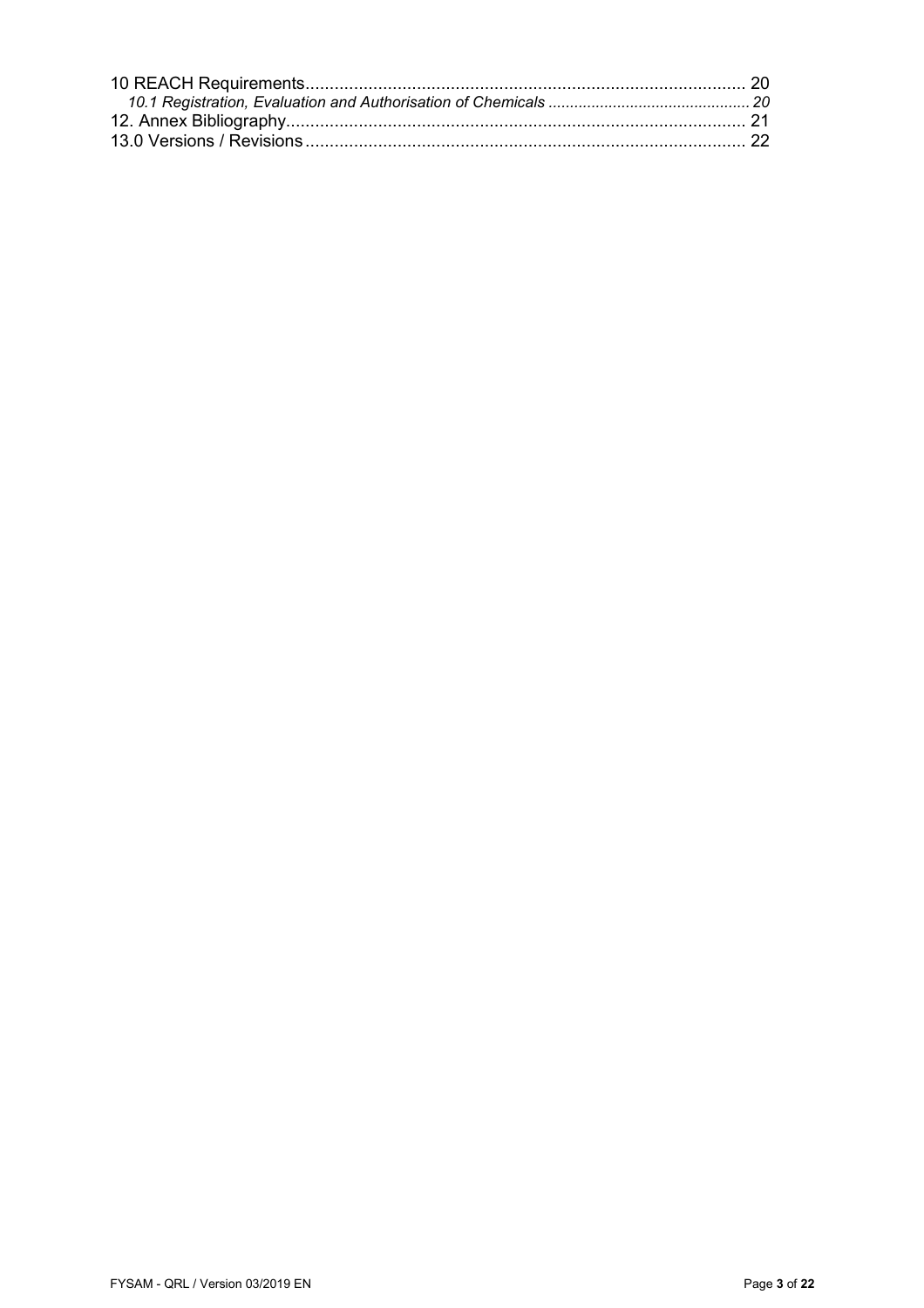10 REACH Requirements .......................................................................................... 20

*10.1 Registration, Evaluation and Authorisation of Chemicals .............................................. 20*

12. Annex Bibliography............................................................................................... 21

13.0 Versions / Revisions........................................................................................... 22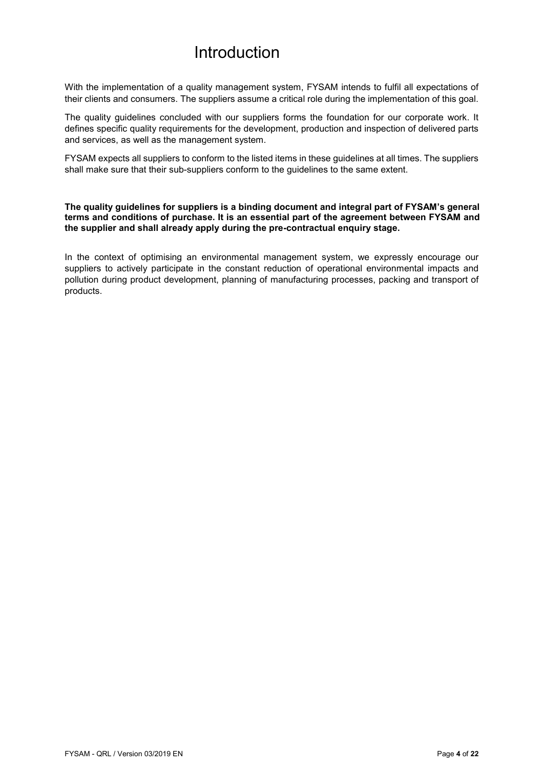# Introduction

With the implementation of a quality management system, FYSAM intends to fulfil all expectations of their clients and consumers. The suppliers assume a critical role during the implementation of this goal.

The quality guidelines concluded with our suppliers forms the foundation for our corporate work. It defines specific quality requirements for the development, production and inspection of delivered parts and services, as well as the management system.

FYSAM expects all suppliers to conform to the listed items in these guidelines at all times. The suppliers shall make sure that their sub-suppliers conform to the guidelines to the same extent.

**The quality guidelines for suppliers is a binding document and integral part of FYSAM's general terms and conditions of purchase. It is an essential part of the agreement between FYSAM and the supplier and shall already apply during the pre-contractual enquiry stage.**

In the context of optimising an environmental management system, we expressly encourage our suppliers to actively participate in the constant reduction of operational environmental impacts and pollution during product development, planning of manufacturing processes, packing and transport of products.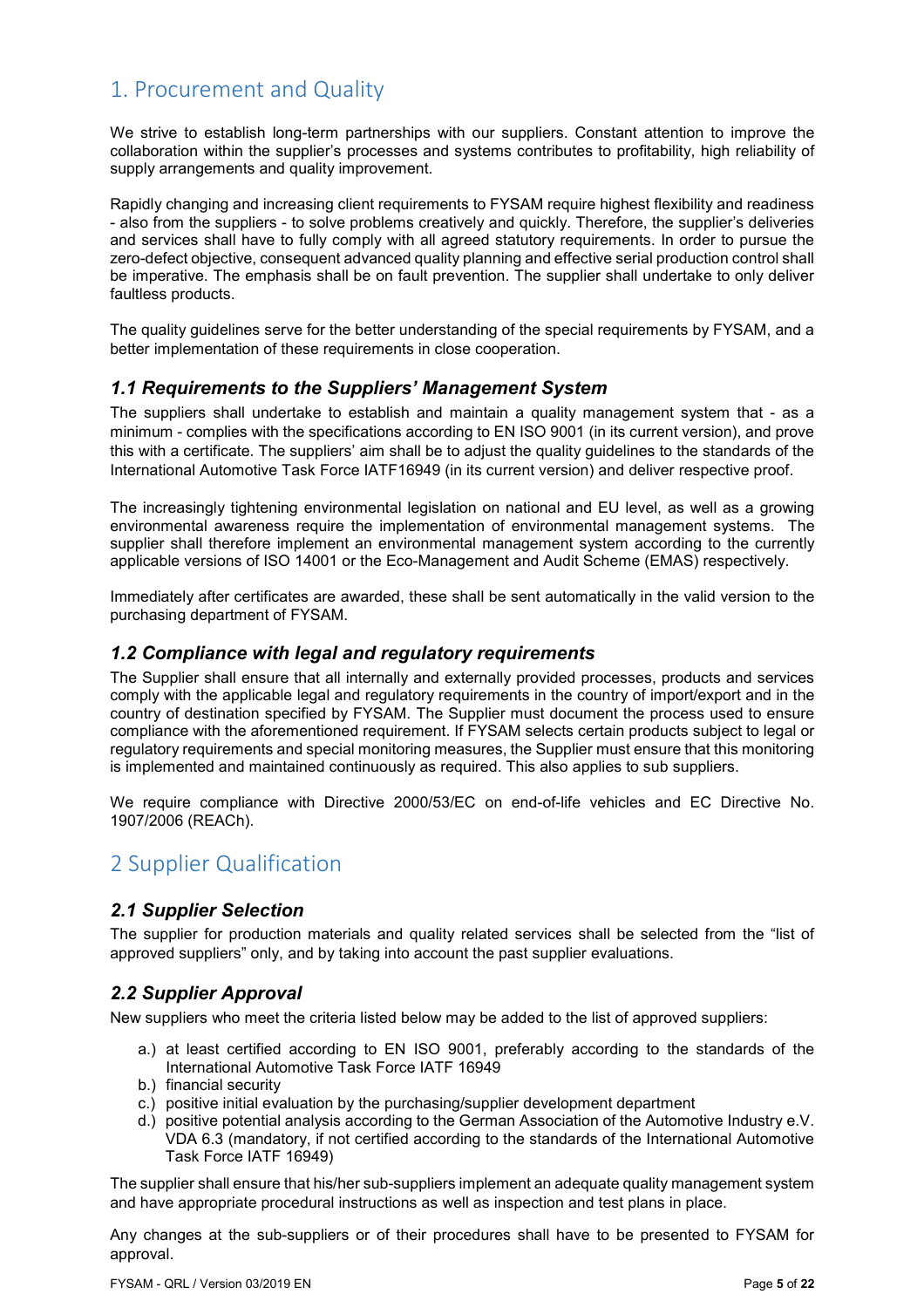# 1. Procurement and Quality

We strive to establish long-term partnerships with our suppliers. Constant attention to improve the collaboration within the supplier's processes and systems contributes to profitability, high reliability of supply arrangements and quality improvement.

Rapidly changing and increasing client requirements to FYSAM require highest flexibility and readiness - also from the suppliers - to solve problems creatively and quickly. Therefore, the supplier's deliveries and services shall have to fully comply with all agreed statutory requirements. In order to pursue the zero-defect objective, consequent advanced quality planning and effective serial production control shall be imperative. The emphasis shall be on fault prevention. The supplier shall undertake to only deliver faultless products.

The quality guidelines serve for the better understanding of the special requirements by FYSAM, and a better implementation of these requirements in close cooperation.

## *1.1 Requirements to the Suppliers' Management System*

The suppliers shall undertake to establish and maintain a quality management system that - as a minimum - complies with the specifications according to EN ISO 9001 (in its current version), and prove this with a certificate. The suppliers' aim shall be to adjust the quality guidelines to the standards of the International Automotive Task Force IATF16949 (in its current version) and deliver respective proof.

The increasingly tightening environmental legislation on national and EU level, as well as a growing environmental awareness require the implementation of environmental management systems. The supplier shall therefore implement an environmental management system according to the currently applicable versions of ISO 14001 or the Eco-Management and Audit Scheme (EMAS) respectively.

Immediately after certificates are awarded, these shall be sent automatically in the valid version to the purchasing department of FYSAM.

## *1.2 Compliance with legal and regulatory requirements*

The Supplier shall ensure that all internally and externally provided processes, products and services comply with the applicable legal and regulatory requirements in the country of import/export and in the country of destination specified by FYSAM. The Supplier must document the process used to ensure compliance with the aforementioned requirement. If FYSAM selects certain products subject to legal or regulatory requirements and special monitoring measures, the Supplier must ensure that this monitoring is implemented and maintained continuously as required. This also applies to sub suppliers.

We require compliance with Directive 2000/53/EC on end-of-life vehicles and EC Directive No. 1907/2006 (REACh).

# 2 Supplier Qualification

## *2.1 Supplier Selection*

The supplier for production materials and quality related services shall be selected from the "list of approved suppliers" only, and by taking into account the past supplier evaluations.

## *2.2 Supplier Approval*

New suppliers who meet the criteria listed below may be added to the list of approved suppliers:

a.) at least certified according to EN ISO 9001, preferably according to the standards of the International Automotive Task Force IATF 16949
b.) financial security
c.) positive initial evaluation by the purchasing/supplier development department
d.) positive potential analysis according to the German Association of the Automotive Industry e.V. VDA 6.3 (mandatory, if not certified according to the standards of the International Automotive Task Force IATF 16949)

The supplier shall ensure that his/her sub-suppliers implement an adequate quality management system and have appropriate procedural instructions as well as inspection and test plans in place.

Any changes at the sub-suppliers or of their procedures shall have to be presented to FYSAM for approval.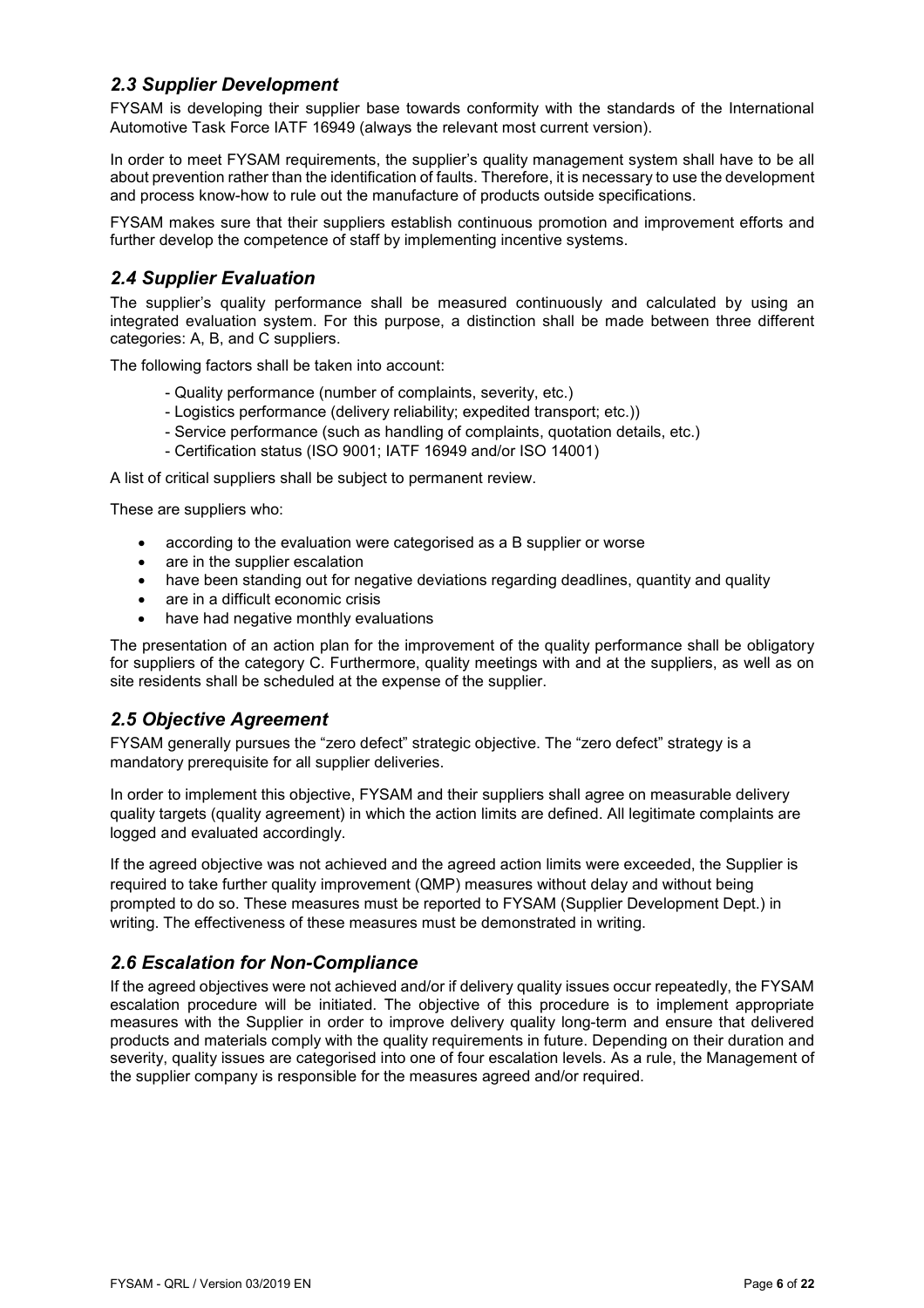## *2.3 Supplier Development*

FYSAM is developing their supplier base towards conformity with the standards of the International Automotive Task Force IATF 16949 (always the relevant most current version).

In order to meet FYSAM requirements, the supplier's quality management system shall have to be all about prevention rather than the identification of faults. Therefore, it is necessary to use the development and process know-how to rule out the manufacture of products outside specifications.

FYSAM makes sure that their suppliers establish continuous promotion and improvement efforts and further develop the competence of staff by implementing incentive systems.

## *2.4 Supplier Evaluation*

The supplier's quality performance shall be measured continuously and calculated by using an integrated evaluation system. For this purpose, a distinction shall be made between three different categories: A, B, and C suppliers.

The following factors shall be taken into account:

- Quality performance (number of complaints, severity, etc.)
- Logistics performance (delivery reliability; expedited transport; etc.))
- Service performance (such as handling of complaints, quotation details, etc.)
- Certification status (ISO 9001; IATF 16949 and/or ISO 14001)

A list of critical suppliers shall be subject to permanent review.

These are suppliers who:

- according to the evaluation were categorised as a B supplier or worse
- are in the supplier escalation
- have been standing out for negative deviations regarding deadlines, quantity and quality
- are in a difficult economic crisis
- have had negative monthly evaluations

The presentation of an action plan for the improvement of the quality performance shall be obligatory for suppliers of the category C. Furthermore, quality meetings with and at the suppliers, as well as on site residents shall be scheduled at the expense of the supplier.

## *2.5 Objective Agreement*

FYSAM generally pursues the "zero defect" strategic objective. The "zero defect" strategy is a mandatory prerequisite for all supplier deliveries.

In order to implement this objective, FYSAM and their suppliers shall agree on measurable delivery quality targets (quality agreement) in which the action limits are defined. All legitimate complaints are logged and evaluated accordingly.

If the agreed objective was not achieved and the agreed action limits were exceeded, the Supplier is required to take further quality improvement (QMP) measures without delay and without being prompted to do so. These measures must be reported to FYSAM (Supplier Development Dept.) in writing. The effectiveness of these measures must be demonstrated in writing.

## *2.6 Escalation for Non-Compliance*

If the agreed objectives were not achieved and/or if delivery quality issues occur repeatedly, the FYSAM escalation procedure will be initiated. The objective of this procedure is to implement appropriate measures with the Supplier in order to improve delivery quality long-term and ensure that delivered products and materials comply with the quality requirements in future. Depending on their duration and severity, quality issues are categorised into one of four escalation levels. As a rule, the Management of the supplier company is responsible for the measures agreed and/or required.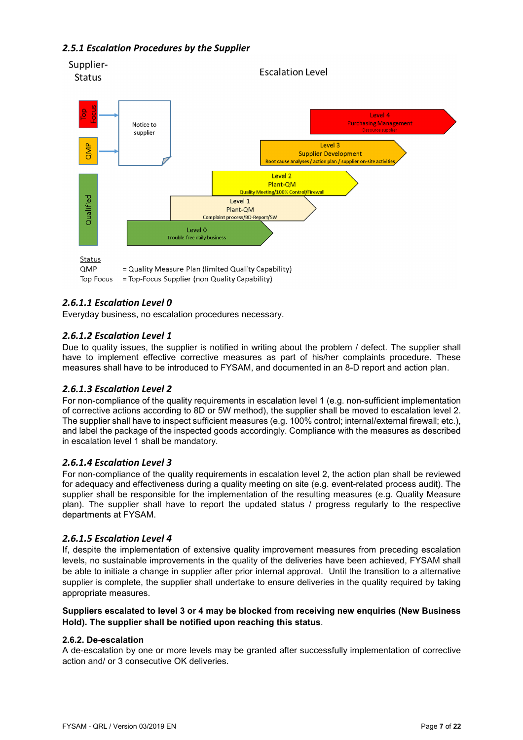### *2.5.1 Escalation Procedures by the Supplier*

Supplier-Status

Escalation Level

Top Focus → Notice to supplier

QMP → Notice to supplier

Qualified

Level 4
Purchasing Management
Desource supplier

Level 3
Supplier Development
Root cause analyses / action plan / supplier on-site activities

Level 2
Plant-QM
Quality Meeting/100% Control/Firewall

Level 1
Plant-QM
Complaint process/8D-Report/5W

Level 0
Trouble-free daily business

Status

QMP = Quality Measure Plan (limited Quality Capability)

Top Focus = Top-Focus Supplier (non Quality Capability)

### *2.6.1.1 Escalation Level 0*

Everyday business, no escalation procedures necessary.

### *2.6.1.2 Escalation Level 1*

Due to quality issues, the supplier is notified in writing about the problem / defect. The supplier shall have to implement effective corrective measures as part of his/her complaints procedure. These measures shall have to be introduced to FYSAM, and documented in an 8-D report and action plan.

### *2.6.1.3 Escalation Level 2*

For non-compliance of the quality requirements in escalation level 1 (e.g. non-sufficient implementation of corrective actions according to 8D or 5W method), the supplier shall be moved to escalation level 2. The supplier shall have to inspect sufficient measures (e.g. 100% control; internal/external firewall; etc.), and label the package of the inspected goods accordingly. Compliance with the measures as described in escalation level 1 shall be mandatory.

### *2.6.1.4 Escalation Level 3*

For non-compliance of the quality requirements in escalation level 2, the action plan shall be reviewed for adequacy and effectiveness during a quality meeting on site (e.g. event-related process audit). The supplier shall be responsible for the implementation of the resulting measures (e.g. Quality Measure plan). The supplier shall have to report the updated status / progress regularly to the respective departments at FYSAM.

### *2.6.1.5 Escalation Level 4*

If, despite the implementation of extensive quality improvement measures from preceding escalation levels, no sustainable improvements in the quality of the deliveries have been achieved, FYSAM shall be able to initiate a change in supplier after prior internal approval. Until the transition to a alternative supplier is complete, the supplier shall undertake to ensure deliveries in the quality required by taking appropriate measures.

**Suppliers escalated to level 3 or 4 may be blocked from receiving new enquiries (New Business Hold). The supplier shall be notified upon reaching this status**.

### 2.6.2. De-escalation

A de-escalation by one or more levels may be granted after successfully implementation of corrective action and/ or 3 consecutive OK deliveries.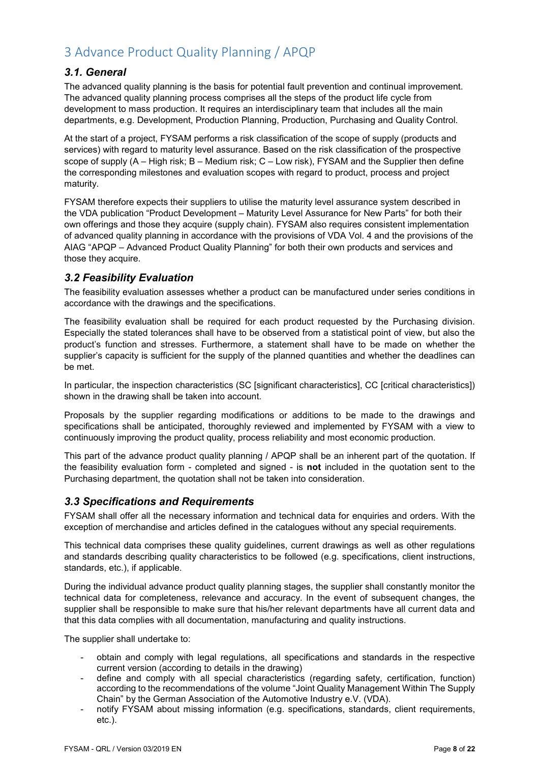# 3 Advance Product Quality Planning / APQP

## *3.1. General*

The advanced quality planning is the basis for potential fault prevention and continual improvement. The advanced quality planning process comprises all the steps of the product life cycle from development to mass production. It requires an interdisciplinary team that includes all the main departments, e.g. Development, Production Planning, Production, Purchasing and Quality Control.

At the start of a project, FYSAM performs a risk classification of the scope of supply (products and services) with regard to maturity level assurance. Based on the risk classification of the prospective scope of supply (A – High risk; B – Medium risk; C – Low risk), FYSAM and the Supplier then define the corresponding milestones and evaluation scopes with regard to product, process and project maturity.

FYSAM therefore expects their suppliers to utilise the maturity level assurance system described in the VDA publication "Product Development – Maturity Level Assurance for New Parts" for both their own offerings and those they acquire (supply chain). FYSAM also requires consistent implementation of advanced quality planning in accordance with the provisions of VDA Vol. 4 and the provisions of the AIAG "APQP – Advanced Product Quality Planning" for both their own products and services and those they acquire.

## *3.2 Feasibility Evaluation*

The feasibility evaluation assesses whether a product can be manufactured under series conditions in accordance with the drawings and the specifications.

The feasibility evaluation shall be required for each product requested by the Purchasing division. Especially the stated tolerances shall have to be observed from a statistical point of view, but also the product's function and stresses. Furthermore, a statement shall have to be made on whether the supplier's capacity is sufficient for the supply of the planned quantities and whether the deadlines can be met.

In particular, the inspection characteristics (SC [significant characteristics], CC [critical characteristics]) shown in the drawing shall be taken into account.

Proposals by the supplier regarding modifications or additions to be made to the drawings and specifications shall be anticipated, thoroughly reviewed and implemented by FYSAM with a view to continuously improving the product quality, process reliability and most economic production.

This part of the advance product quality planning / APQP shall be an inherent part of the quotation. If the feasibility evaluation form - completed and signed - is **not** included in the quotation sent to the Purchasing department, the quotation shall not be taken into consideration.

## *3.3 Specifications and Requirements*

FYSAM shall offer all the necessary information and technical data for enquiries and orders. With the exception of merchandise and articles defined in the catalogues without any special requirements.

This technical data comprises these quality guidelines, current drawings as well as other regulations and standards describing quality characteristics to be followed (e.g. specifications, client instructions, standards, etc.), if applicable.

During the individual advance product quality planning stages, the supplier shall constantly monitor the technical data for completeness, relevance and accuracy. In the event of subsequent changes, the supplier shall be responsible to make sure that his/her relevant departments have all current data and that this data complies with all documentation, manufacturing and quality instructions.

The supplier shall undertake to:

- obtain and comply with legal regulations, all specifications and standards in the respective current version (according to details in the drawing)
- define and comply with all special characteristics (regarding safety, certification, function) according to the recommendations of the volume "Joint Quality Management Within The Supply Chain" by the German Association of the Automotive Industry e.V. (VDA).
- notify FYSAM about missing information (e.g. specifications, standards, client requirements, etc.).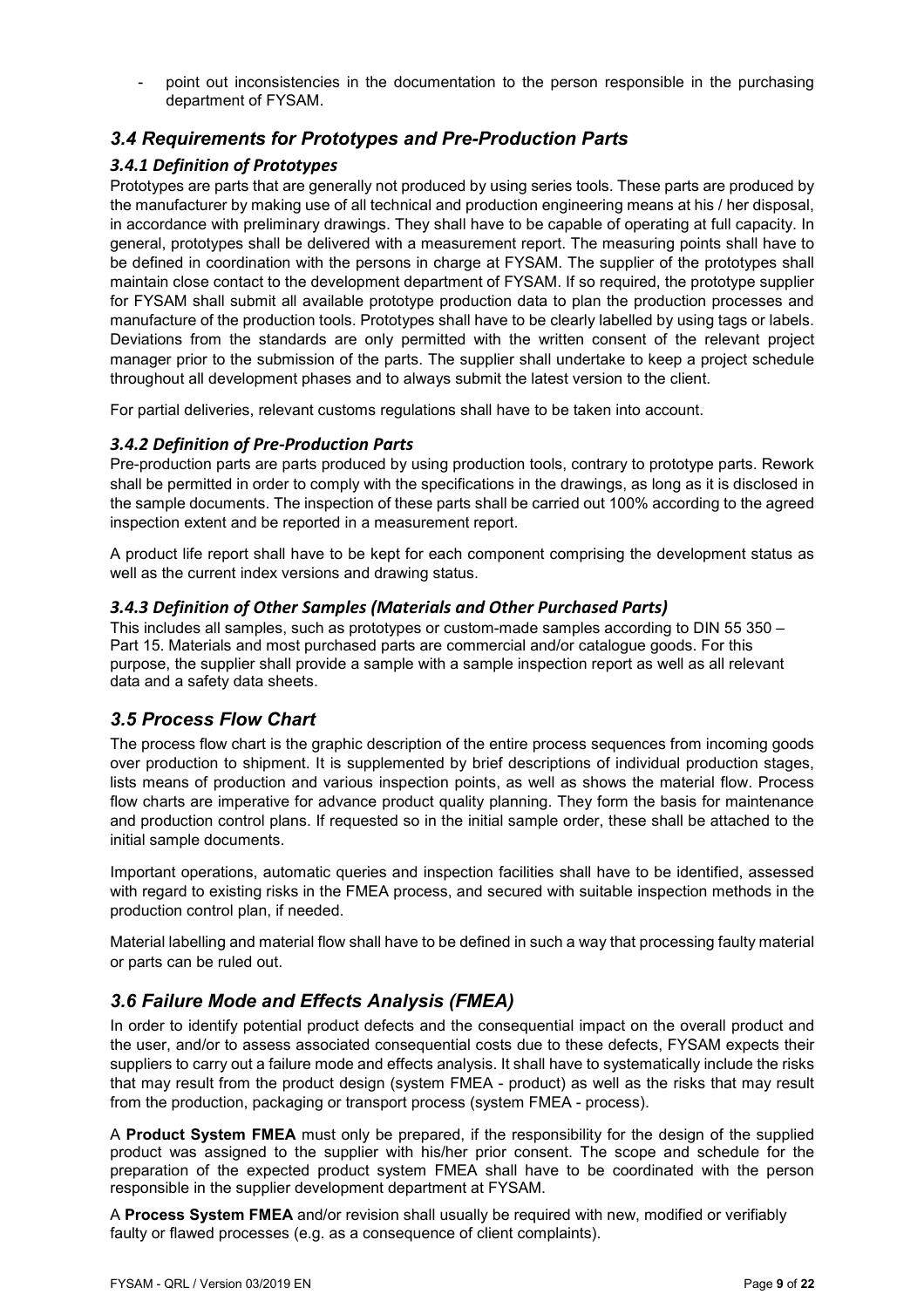- point out inconsistencies in the documentation to the person responsible in the purchasing department of FYSAM.

## *3.4 Requirements for Prototypes and Pre-Production Parts*

### *3.4.1 Definition of Prototypes*

Prototypes are parts that are generally not produced by using series tools. These parts are produced by the manufacturer by making use of all technical and production engineering means at his / her disposal, in accordance with preliminary drawings. They shall have to be capable of operating at full capacity. In general, prototypes shall be delivered with a measurement report. The measuring points shall have to be defined in coordination with the persons in charge at FYSAM. The supplier of the prototypes shall maintain close contact to the development department of FYSAM. If so required, the prototype supplier for FYSAM shall submit all available prototype production data to plan the production processes and manufacture of the production tools. Prototypes shall have to be clearly labelled by using tags or labels. Deviations from the standards are only permitted with the written consent of the relevant project manager prior to the submission of the parts. The supplier shall undertake to keep a project schedule throughout all development phases and to always submit the latest version to the client.

For partial deliveries, relevant customs regulations shall have to be taken into account.

### *3.4.2 Definition of Pre-Production Parts*

Pre-production parts are parts produced by using production tools, contrary to prototype parts. Rework shall be permitted in order to comply with the specifications in the drawings, as long as it is disclosed in the sample documents. The inspection of these parts shall be carried out 100% according to the agreed inspection extent and be reported in a measurement report.

A product life report shall have to be kept for each component comprising the development status as well as the current index versions and drawing status.

### *3.4.3 Definition of Other Samples (Materials and Other Purchased Parts)*

This includes all samples, such as prototypes or custom-made samples according to DIN 55 350 – Part 15. Materials and most purchased parts are commercial and/or catalogue goods. For this purpose, the supplier shall provide a sample with a sample inspection report as well as all relevant data and a safety data sheets.

## *3.5 Process Flow Chart*

The process flow chart is the graphic description of the entire process sequences from incoming goods over production to shipment. It is supplemented by brief descriptions of individual production stages, lists means of production and various inspection points, as well as shows the material flow. Process flow charts are imperative for advance product quality planning. They form the basis for maintenance and production control plans. If requested so in the initial sample order, these shall be attached to the initial sample documents.

Important operations, automatic queries and inspection facilities shall have to be identified, assessed with regard to existing risks in the FMEA process, and secured with suitable inspection methods in the production control plan, if needed.

Material labelling and material flow shall have to be defined in such a way that processing faulty material or parts can be ruled out.

## *3.6 Failure Mode and Effects Analysis (FMEA)*

In order to identify potential product defects and the consequential impact on the overall product and the user, and/or to assess associated consequential costs due to these defects, FYSAM expects their suppliers to carry out a failure mode and effects analysis. It shall have to systematically include the risks that may result from the product design (system FMEA - product) as well as the risks that may result from the production, packaging or transport process (system FMEA - process).

A **Product System FMEA** must only be prepared, if the responsibility for the design of the supplied product was assigned to the supplier with his/her prior consent. The scope and schedule for the preparation of the expected product system FMEA shall have to be coordinated with the person responsible in the supplier development department at FYSAM.

A **Process System FMEA** and/or revision shall usually be required with new, modified or verifiably faulty or flawed processes (e.g. as a consequence of client complaints).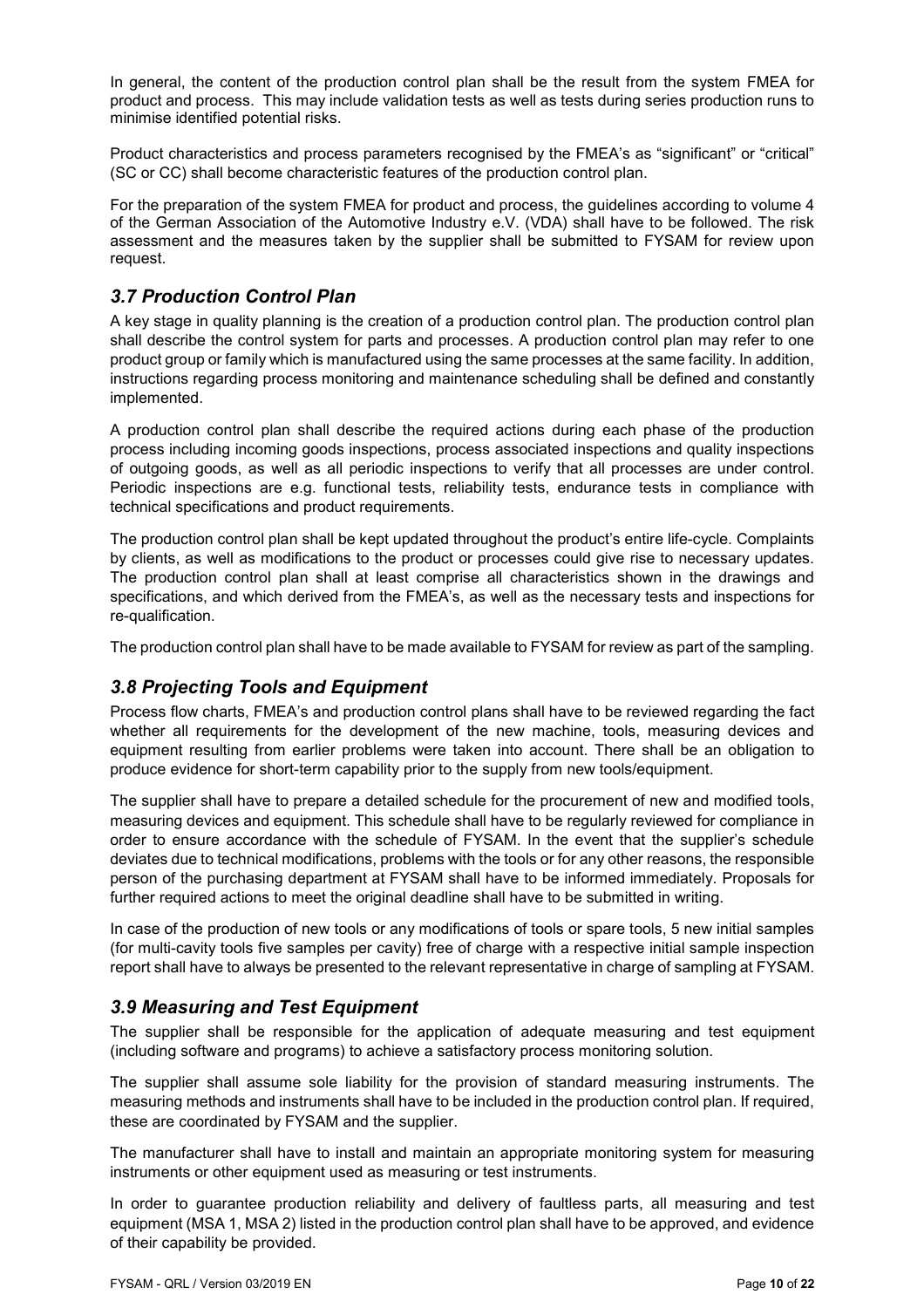In general, the content of the production control plan shall be the result from the system FMEA for product and process. This may include validation tests as well as tests during series production runs to minimise identified potential risks.

Product characteristics and process parameters recognised by the FMEA's as "significant" or "critical" (SC or CC) shall become characteristic features of the production control plan.

For the preparation of the system FMEA for product and process, the guidelines according to volume 4 of the German Association of the Automotive Industry e.V. (VDA) shall have to be followed. The risk assessment and the measures taken by the supplier shall be submitted to FYSAM for review upon request.

## *3.7 Production Control Plan*

A key stage in quality planning is the creation of a production control plan. The production control plan shall describe the control system for parts and processes. A production control plan may refer to one product group or family which is manufactured using the same processes at the same facility. In addition, instructions regarding process monitoring and maintenance scheduling shall be defined and constantly implemented.

A production control plan shall describe the required actions during each phase of the production process including incoming goods inspections, process associated inspections and quality inspections of outgoing goods, as well as all periodic inspections to verify that all processes are under control. Periodic inspections are e.g. functional tests, reliability tests, endurance tests in compliance with technical specifications and product requirements.

The production control plan shall be kept updated throughout the product's entire life-cycle. Complaints by clients, as well as modifications to the product or processes could give rise to necessary updates. The production control plan shall at least comprise all characteristics shown in the drawings and specifications, and which derived from the FMEA's, as well as the necessary tests and inspections for re-qualification.

The production control plan shall have to be made available to FYSAM for review as part of the sampling.

## *3.8 Projecting Tools and Equipment*

Process flow charts, FMEA's and production control plans shall have to be reviewed regarding the fact whether all requirements for the development of the new machine, tools, measuring devices and equipment resulting from earlier problems were taken into account. There shall be an obligation to produce evidence for short-term capability prior to the supply from new tools/equipment.

The supplier shall have to prepare a detailed schedule for the procurement of new and modified tools, measuring devices and equipment. This schedule shall have to be regularly reviewed for compliance in order to ensure accordance with the schedule of FYSAM. In the event that the supplier's schedule deviates due to technical modifications, problems with the tools or for any other reasons, the responsible person of the purchasing department at FYSAM shall have to be informed immediately. Proposals for further required actions to meet the original deadline shall have to be submitted in writing.

In case of the production of new tools or any modifications of tools or spare tools, 5 new initial samples (for multi-cavity tools five samples per cavity) free of charge with a respective initial sample inspection report shall have to always be presented to the relevant representative in charge of sampling at FYSAM.

## *3.9 Measuring and Test Equipment*

The supplier shall be responsible for the application of adequate measuring and test equipment (including software and programs) to achieve a satisfactory process monitoring solution.

The supplier shall assume sole liability for the provision of standard measuring instruments. The measuring methods and instruments shall have to be included in the production control plan. If required, these are coordinated by FYSAM and the supplier.

The manufacturer shall have to install and maintain an appropriate monitoring system for measuring instruments or other equipment used as measuring or test instruments.

In order to guarantee production reliability and delivery of faultless parts, all measuring and test equipment (MSA 1, MSA 2) listed in the production control plan shall have to be approved, and evidence of their capability be provided.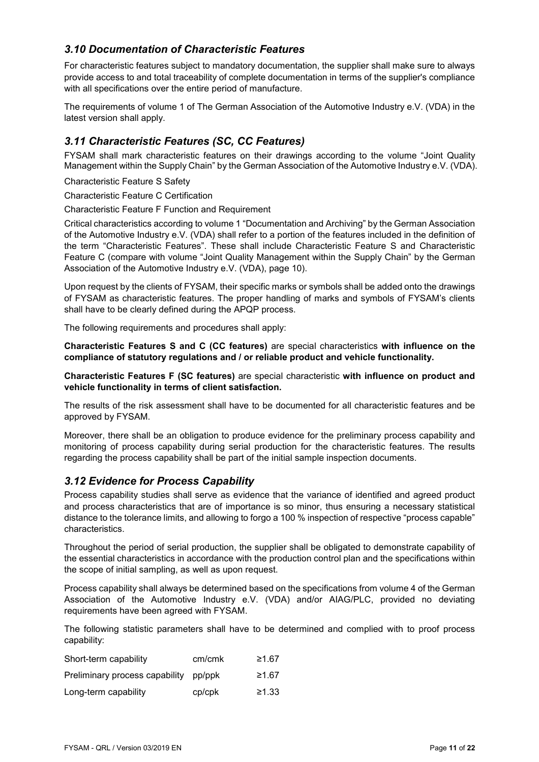### *3.10 Documentation of Characteristic Features*

For characteristic features subject to mandatory documentation, the supplier shall make sure to always provide access to and total traceability of complete documentation in terms of the supplier's compliance with all specifications over the entire period of manufacture.

The requirements of volume 1 of The German Association of the Automotive Industry e.V. (VDA) in the latest version shall apply.

### *3.11 Characteristic Features (SC, CC Features)*

FYSAM shall mark characteristic features on their drawings according to the volume "Joint Quality Management within the Supply Chain" by the German Association of the Automotive Industry e.V. (VDA).

Characteristic Feature S Safety

Characteristic Feature C Certification

Characteristic Feature F Function and Requirement

Critical characteristics according to volume 1 "Documentation and Archiving" by the German Association of the Automotive Industry e.V. (VDA) shall refer to a portion of the features included in the definition of the term "Characteristic Features". These shall include Characteristic Feature S and Characteristic Feature C (compare with volume "Joint Quality Management within the Supply Chain" by the German Association of the Automotive Industry e.V. (VDA), page 10).

Upon request by the clients of FYSAM, their specific marks or symbols shall be added onto the drawings of FYSAM as characteristic features. The proper handling of marks and symbols of FYSAM's clients shall have to be clearly defined during the APQP process.

The following requirements and procedures shall apply:

**Characteristic Features S and C (CC features)** are special characteristics **with influence on the compliance of statutory regulations and / or reliable product and vehicle functionality.**

**Characteristic Features F (SC features)** are special characteristic **with influence on product and vehicle functionality in terms of client satisfaction.**

The results of the risk assessment shall have to be documented for all characteristic features and be approved by FYSAM.

Moreover, there shall be an obligation to produce evidence for the preliminary process capability and monitoring of process capability during serial production for the characteristic features. The results regarding the process capability shall be part of the initial sample inspection documents.

### *3.12 Evidence for Process Capability*

Process capability studies shall serve as evidence that the variance of identified and agreed product and process characteristics that are of importance is so minor, thus ensuring a necessary statistical distance to the tolerance limits, and allowing to forgo a 100 % inspection of respective "process capable" characteristics.

Throughout the period of serial production, the supplier shall be obligated to demonstrate capability of the essential characteristics in accordance with the production control plan and the specifications within the scope of initial sampling, as well as upon request.

Process capability shall always be determined based on the specifications from volume 4 of the German Association of the Automotive Industry e.V. (VDA) and/or AIAG/PLC, provided no deviating requirements have been agreed with FYSAM.

The following statistic parameters shall have to be determined and complied with to proof process capability:

| | | |
|---|---|---|
| Short-term capability | cm/cmk | ≥1.67 |
| Preliminary process capability | pp/ppk | ≥1.67 |
| Long-term capability | cp/cpk | ≥1.33 |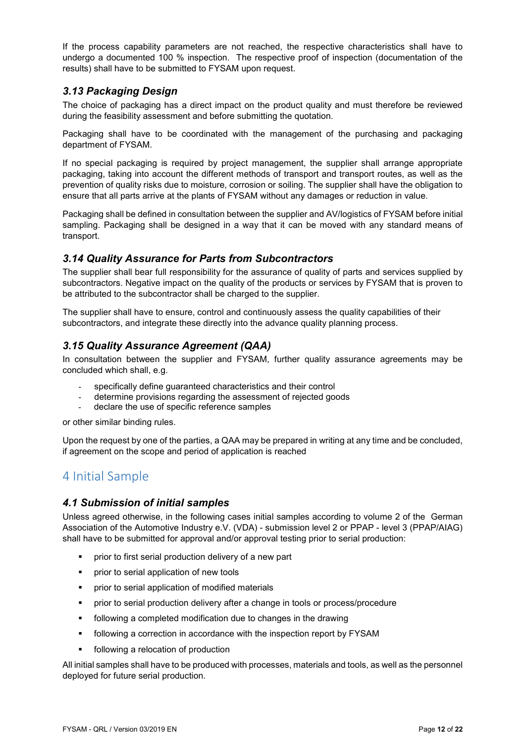If the process capability parameters are not reached, the respective characteristics shall have to undergo a documented 100 % inspection. The respective proof of inspection (documentation of the results) shall have to be submitted to FYSAM upon request.

### *3.13 Packaging Design*

The choice of packaging has a direct impact on the product quality and must therefore be reviewed during the feasibility assessment and before submitting the quotation.

Packaging shall have to be coordinated with the management of the purchasing and packaging department of FYSAM.

If no special packaging is required by project management, the supplier shall arrange appropriate packaging, taking into account the different methods of transport and transport routes, as well as the prevention of quality risks due to moisture, corrosion or soiling. The supplier shall have the obligation to ensure that all parts arrive at the plants of FYSAM without any damages or reduction in value.

Packaging shall be defined in consultation between the supplier and AV/logistics of FYSAM before initial sampling. Packaging shall be designed in a way that it can be moved with any standard means of transport.

### *3.14 Quality Assurance for Parts from Subcontractors*

The supplier shall bear full responsibility for the assurance of quality of parts and services supplied by subcontractors. Negative impact on the quality of the products or services by FYSAM that is proven to be attributed to the subcontractor shall be charged to the supplier.

The supplier shall have to ensure, control and continuously assess the quality capabilities of their subcontractors, and integrate these directly into the advance quality planning process.

### *3.15 Quality Assurance Agreement (QAA)*

In consultation between the supplier and FYSAM, further quality assurance agreements may be concluded which shall, e.g.

- specifically define guaranteed characteristics and their control
- determine provisions regarding the assessment of rejected goods
- declare the use of specific reference samples

or other similar binding rules.

Upon the request by one of the parties, a QAA may be prepared in writing at any time and be concluded, if agreement on the scope and period of application is reached

## 4 Initial Sample

### *4.1 Submission of initial samples*

Unless agreed otherwise, in the following cases initial samples according to volume 2 of the German Association of the Automotive Industry e.V. (VDA) - submission level 2 or PPAP - level 3 (PPAP/AIAG) shall have to be submitted for approval and/or approval testing prior to serial production:

- prior to first serial production delivery of a new part
- prior to serial application of new tools
- prior to serial application of modified materials
- prior to serial production delivery after a change in tools or process/procedure
- following a completed modification due to changes in the drawing
- following a correction in accordance with the inspection report by FYSAM
- following a relocation of production

All initial samples shall have to be produced with processes, materials and tools, as well as the personnel deployed for future serial production.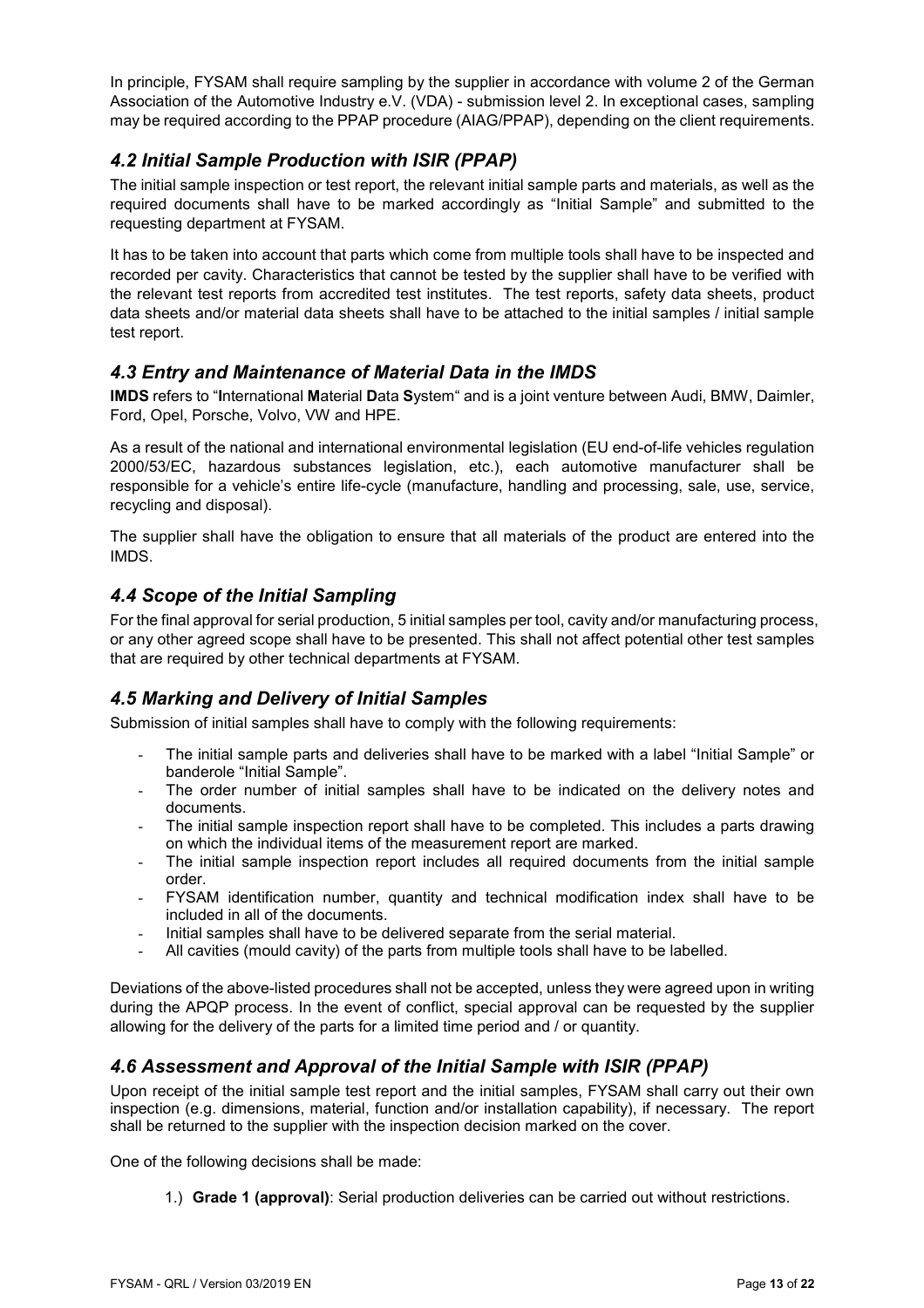In principle, FYSAM shall require sampling by the supplier in accordance with volume 2 of the German Association of the Automotive Industry e.V. (VDA) - submission level 2. In exceptional cases, sampling may be required according to the PPAP procedure (AIAG/PPAP), depending on the client requirements.

## *4.2 Initial Sample Production with ISIR (PPAP)*

The initial sample inspection or test report, the relevant initial sample parts and materials, as well as the required documents shall have to be marked accordingly as "Initial Sample" and submitted to the requesting department at FYSAM.

It has to be taken into account that parts which come from multiple tools shall have to be inspected and recorded per cavity. Characteristics that cannot be tested by the supplier shall have to be verified with the relevant test reports from accredited test institutes. The test reports, safety data sheets, product data sheets and/or material data sheets shall have to be attached to the initial samples / initial sample test report.

## *4.3 Entry and Maintenance of Material Data in the IMDS*

**IMDS** refers to "**I**nternational **M**aterial **D**ata **S**ystem" and is a joint venture between Audi, BMW, Daimler, Ford, Opel, Porsche, Volvo, VW and HPE.

As a result of the national and international environmental legislation (EU end-of-life vehicles regulation 2000/53/EC, hazardous substances legislation, etc.), each automotive manufacturer shall be responsible for a vehicle's entire life-cycle (manufacture, handling and processing, sale, use, service, recycling and disposal).

The supplier shall have the obligation to ensure that all materials of the product are entered into the IMDS.

## *4.4 Scope of the Initial Sampling*

For the final approval for serial production, 5 initial samples per tool, cavity and/or manufacturing process, or any other agreed scope shall have to be presented. This shall not affect potential other test samples that are required by other technical departments at FYSAM.

## *4.5 Marking and Delivery of Initial Samples*

Submission of initial samples shall have to comply with the following requirements:

- The initial sample parts and deliveries shall have to be marked with a label "Initial Sample" or banderole "Initial Sample".
- The order number of initial samples shall have to be indicated on the delivery notes and documents.
- The initial sample inspection report shall have to be completed. This includes a parts drawing on which the individual items of the measurement report are marked.
- The initial sample inspection report includes all required documents from the initial sample order.
- FYSAM identification number, quantity and technical modification index shall have to be included in all of the documents.
- Initial samples shall have to be delivered separate from the serial material.
- All cavities (mould cavity) of the parts from multiple tools shall have to be labelled.

Deviations of the above-listed procedures shall not be accepted, unless they were agreed upon in writing during the APQP process. In the event of conflict, special approval can be requested by the supplier allowing for the delivery of the parts for a limited time period and / or quantity.

## *4.6 Assessment and Approval of the Initial Sample with ISIR (PPAP)*

Upon receipt of the initial sample test report and the initial samples, FYSAM shall carry out their own inspection (e.g. dimensions, material, function and/or installation capability), if necessary. The report shall be returned to the supplier with the inspection decision marked on the cover.

One of the following decisions shall be made:

1.) **Grade 1 (approval)**: Serial production deliveries can be carried out without restrictions.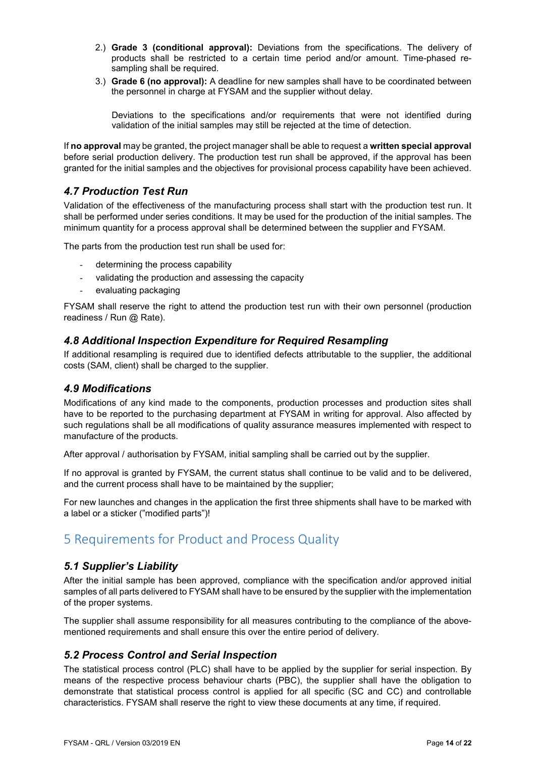2.) **Grade 3 (conditional approval):** Deviations from the specifications. The delivery of products shall be restricted to a certain time period and/or amount. Time-phased re-sampling shall be required.

3.) **Grade 6 (no approval):** A deadline for new samples shall have to be coordinated between the personnel in charge at FYSAM and the supplier without delay.

Deviations to the specifications and/or requirements that were not identified during validation of the initial samples may still be rejected at the time of detection.

If **no approval** may be granted, the project manager shall be able to request a **written special approval** before serial production delivery. The production test run shall be approved, if the approval has been granted for the initial samples and the objectives for provisional process capability have been achieved.

### *4.7 Production Test Run*

Validation of the effectiveness of the manufacturing process shall start with the production test run. It shall be performed under series conditions. It may be used for the production of the initial samples. The minimum quantity for a process approval shall be determined between the supplier and FYSAM.

The parts from the production test run shall be used for:

- determining the process capability
- validating the production and assessing the capacity
- evaluating packaging

FYSAM shall reserve the right to attend the production test run with their own personnel (production readiness / Run @ Rate).

### *4.8 Additional Inspection Expenditure for Required Resampling*

If additional resampling is required due to identified defects attributable to the supplier, the additional costs (SAM, client) shall be charged to the supplier.

### *4.9 Modifications*

Modifications of any kind made to the components, production processes and production sites shall have to be reported to the purchasing department at FYSAM in writing for approval. Also affected by such regulations shall be all modifications of quality assurance measures implemented with respect to manufacture of the products.

After approval / authorisation by FYSAM, initial sampling shall be carried out by the supplier.

If no approval is granted by FYSAM, the current status shall continue to be valid and to be delivered, and the current process shall have to be maintained by the supplier;

For new launches and changes in the application the first three shipments shall have to be marked with a label or a sticker ("modified parts")!

## 5 Requirements for Product and Process Quality

### *5.1 Supplier's Liability*

After the initial sample has been approved, compliance with the specification and/or approved initial samples of all parts delivered to FYSAM shall have to be ensured by the supplier with the implementation of the proper systems.

The supplier shall assume responsibility for all measures contributing to the compliance of the above-mentioned requirements and shall ensure this over the entire period of delivery.

### *5.2 Process Control and Serial Inspection*

The statistical process control (PLC) shall have to be applied by the supplier for serial inspection. By means of the respective process behaviour charts (PBC), the supplier shall have the obligation to demonstrate that statistical process control is applied for all specific (SC and CC) and controllable characteristics. FYSAM shall reserve the right to view these documents at any time, if required.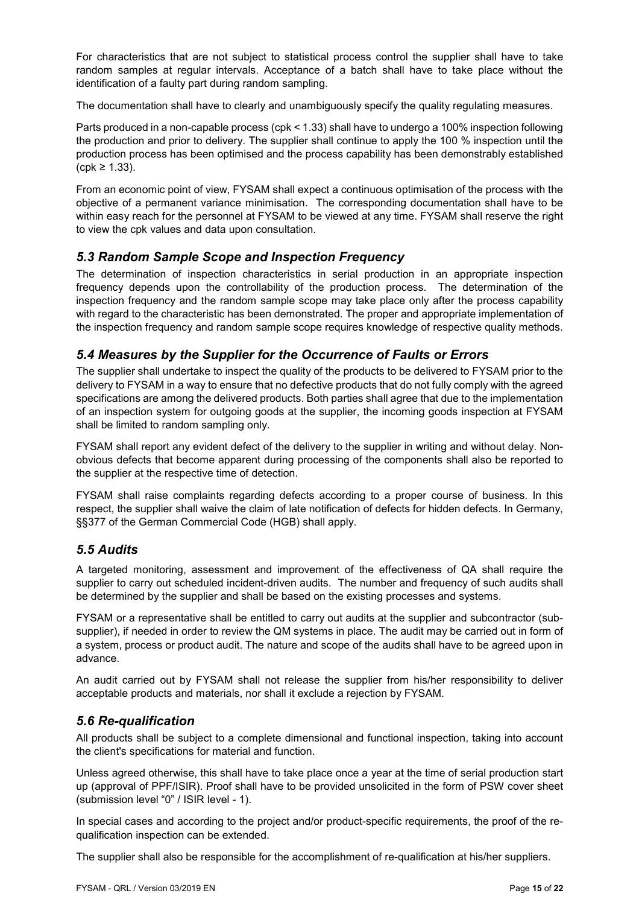For characteristics that are not subject to statistical process control the supplier shall have to take random samples at regular intervals. Acceptance of a batch shall have to take place without the identification of a faulty part during random sampling.

The documentation shall have to clearly and unambiguously specify the quality regulating measures.

Parts produced in a non-capable process (cpk < 1.33) shall have to undergo a 100% inspection following the production and prior to delivery. The supplier shall continue to apply the 100 % inspection until the production process has been optimised and the process capability has been demonstrably established (cpk ≥ 1.33).

From an economic point of view, FYSAM shall expect a continuous optimisation of the process with the objective of a permanent variance minimisation. The corresponding documentation shall have to be within easy reach for the personnel at FYSAM to be viewed at any time. FYSAM shall reserve the right to view the cpk values and data upon consultation.

## *5.3 Random Sample Scope and Inspection Frequency*

The determination of inspection characteristics in serial production in an appropriate inspection frequency depends upon the controllability of the production process. The determination of the inspection frequency and the random sample scope may take place only after the process capability with regard to the characteristic has been demonstrated. The proper and appropriate implementation of the inspection frequency and random sample scope requires knowledge of respective quality methods.

## *5.4 Measures by the Supplier for the Occurrence of Faults or Errors*

The supplier shall undertake to inspect the quality of the products to be delivered to FYSAM prior to the delivery to FYSAM in a way to ensure that no defective products that do not fully comply with the agreed specifications are among the delivered products. Both parties shall agree that due to the implementation of an inspection system for outgoing goods at the supplier, the incoming goods inspection at FYSAM shall be limited to random sampling only.

FYSAM shall report any evident defect of the delivery to the supplier in writing and without delay. Non-obvious defects that become apparent during processing of the components shall also be reported to the supplier at the respective time of detection.

FYSAM shall raise complaints regarding defects according to a proper course of business. In this respect, the supplier shall waive the claim of late notification of defects for hidden defects. In Germany, §§377 of the German Commercial Code (HGB) shall apply.

## *5.5 Audits*

A targeted monitoring, assessment and improvement of the effectiveness of QA shall require the supplier to carry out scheduled incident-driven audits. The number and frequency of such audits shall be determined by the supplier and shall be based on the existing processes and systems.

FYSAM or a representative shall be entitled to carry out audits at the supplier and subcontractor (sub-supplier), if needed in order to review the QM systems in place. The audit may be carried out in form of a system, process or product audit. The nature and scope of the audits shall have to be agreed upon in advance.

An audit carried out by FYSAM shall not release the supplier from his/her responsibility to deliver acceptable products and materials, nor shall it exclude a rejection by FYSAM.

## *5.6 Re-qualification*

All products shall be subject to a complete dimensional and functional inspection, taking into account the client's specifications for material and function.

Unless agreed otherwise, this shall have to take place once a year at the time of serial production start up (approval of PPF/ISIR). Proof shall have to be provided unsolicited in the form of PSW cover sheet (submission level "0" / ISIR level - 1).

In special cases and according to the project and/or product-specific requirements, the proof of the re-qualification inspection can be extended.

The supplier shall also be responsible for the accomplishment of re-qualification at his/her suppliers.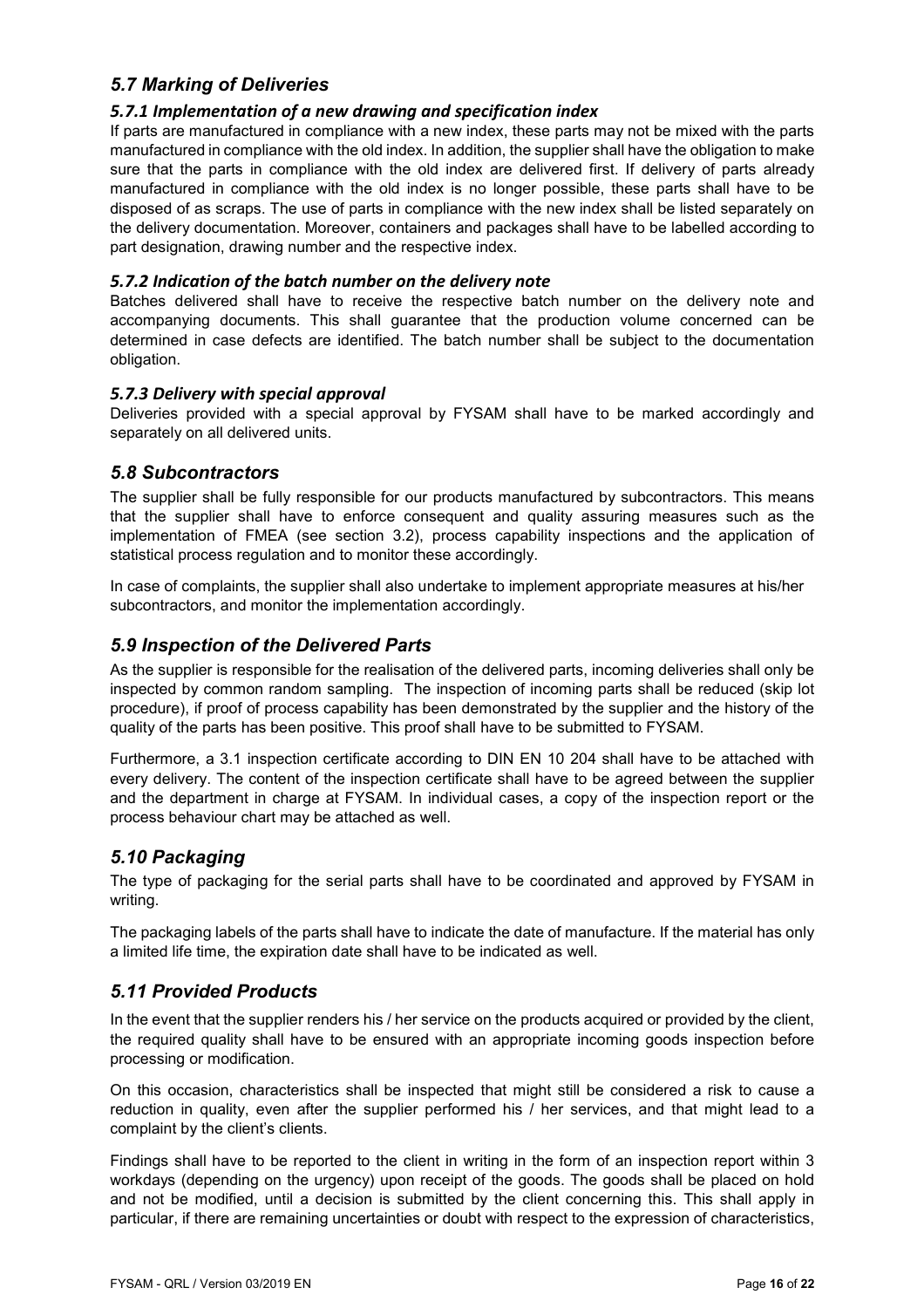## *5.7 Marking of Deliveries*

### *5.7.1 Implementation of a new drawing and specification index*

If parts are manufactured in compliance with a new index, these parts may not be mixed with the parts manufactured in compliance with the old index. In addition, the supplier shall have the obligation to make sure that the parts in compliance with the old index are delivered first. If delivery of parts already manufactured in compliance with the old index is no longer possible, these parts shall have to be disposed of as scraps. The use of parts in compliance with the new index shall be listed separately on the delivery documentation. Moreover, containers and packages shall have to be labelled according to part designation, drawing number and the respective index.

### *5.7.2 Indication of the batch number on the delivery note*

Batches delivered shall have to receive the respective batch number on the delivery note and accompanying documents. This shall guarantee that the production volume concerned can be determined in case defects are identified. The batch number shall be subject to the documentation obligation.

### *5.7.3 Delivery with special approval*

Deliveries provided with a special approval by FYSAM shall have to be marked accordingly and separately on all delivered units.

## *5.8 Subcontractors*

The supplier shall be fully responsible for our products manufactured by subcontractors. This means that the supplier shall have to enforce consequent and quality assuring measures such as the implementation of FMEA (see section 3.2), process capability inspections and the application of statistical process regulation and to monitor these accordingly.

In case of complaints, the supplier shall also undertake to implement appropriate measures at his/her subcontractors, and monitor the implementation accordingly.

## *5.9 Inspection of the Delivered Parts*

As the supplier is responsible for the realisation of the delivered parts, incoming deliveries shall only be inspected by common random sampling. The inspection of incoming parts shall be reduced (skip lot procedure), if proof of process capability has been demonstrated by the supplier and the history of the quality of the parts has been positive. This proof shall have to be submitted to FYSAM.

Furthermore, a 3.1 inspection certificate according to DIN EN 10 204 shall have to be attached with every delivery. The content of the inspection certificate shall have to be agreed between the supplier and the department in charge at FYSAM. In individual cases, a copy of the inspection report or the process behaviour chart may be attached as well.

## *5.10 Packaging*

The type of packaging for the serial parts shall have to be coordinated and approved by FYSAM in writing.

The packaging labels of the parts shall have to indicate the date of manufacture. If the material has only a limited life time, the expiration date shall have to be indicated as well.

## *5.11 Provided Products*

In the event that the supplier renders his / her service on the products acquired or provided by the client, the required quality shall have to be ensured with an appropriate incoming goods inspection before processing or modification.

On this occasion, characteristics shall be inspected that might still be considered a risk to cause a reduction in quality, even after the supplier performed his / her services, and that might lead to a complaint by the client's clients.

Findings shall have to be reported to the client in writing in the form of an inspection report within 3 workdays (depending on the urgency) upon receipt of the goods. The goods shall be placed on hold and not be modified, until a decision is submitted by the client concerning this. This shall apply in particular, if there are remaining uncertainties or doubt with respect to the expression of characteristics,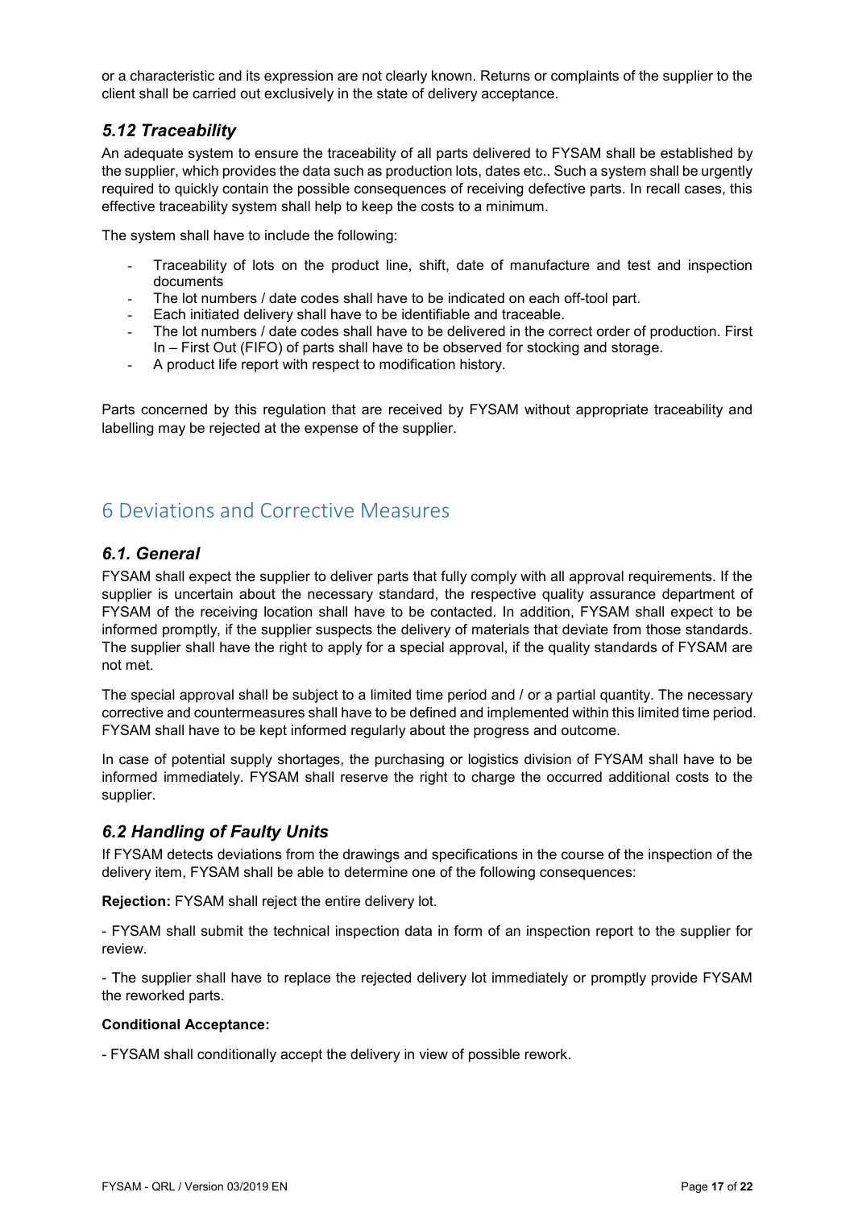or a characteristic and its expression are not clearly known. Returns or complaints of the supplier to the client shall be carried out exclusively in the state of delivery acceptance.

### *5.12 Traceability*

An adequate system to ensure the traceability of all parts delivered to FYSAM shall be established by the supplier, which provides the data such as production lots, dates etc.. Such a system shall be urgently required to quickly contain the possible consequences of receiving defective parts. In recall cases, this effective traceability system shall help to keep the costs to a minimum.

The system shall have to include the following:

- Traceability of lots on the product line, shift, date of manufacture and test and inspection documents
- The lot numbers / date codes shall have to be indicated on each off-tool part.
- Each initiated delivery shall have to be identifiable and traceable.
- The lot numbers / date codes shall have to be delivered in the correct order of production. First In – First Out (FIFO) of parts shall have to be observed for stocking and storage.
- A product life report with respect to modification history.

Parts concerned by this regulation that are received by FYSAM without appropriate traceability and labelling may be rejected at the expense of the supplier.

## 6 Deviations and Corrective Measures

### *6.1. General*

FYSAM shall expect the supplier to deliver parts that fully comply with all approval requirements. If the supplier is uncertain about the necessary standard, the respective quality assurance department of FYSAM of the receiving location shall have to be contacted. In addition, FYSAM shall expect to be informed promptly, if the supplier suspects the delivery of materials that deviate from those standards. The supplier shall have the right to apply for a special approval, if the quality standards of FYSAM are not met.

The special approval shall be subject to a limited time period and / or a partial quantity. The necessary corrective and countermeasures shall have to be defined and implemented within this limited time period. FYSAM shall have to be kept informed regularly about the progress and outcome.

In case of potential supply shortages, the purchasing or logistics division of FYSAM shall have to be informed immediately. FYSAM shall reserve the right to charge the occurred additional costs to the supplier.

### *6.2 Handling of Faulty Units*

If FYSAM detects deviations from the drawings and specifications in the course of the inspection of the delivery item, FYSAM shall be able to determine one of the following consequences:

**Rejection:** FYSAM shall reject the entire delivery lot.

- FYSAM shall submit the technical inspection data in form of an inspection report to the supplier for review.

- The supplier shall have to replace the rejected delivery lot immediately or promptly provide FYSAM the reworked parts.

**Conditional Acceptance:**

- FYSAM shall conditionally accept the delivery in view of possible rework.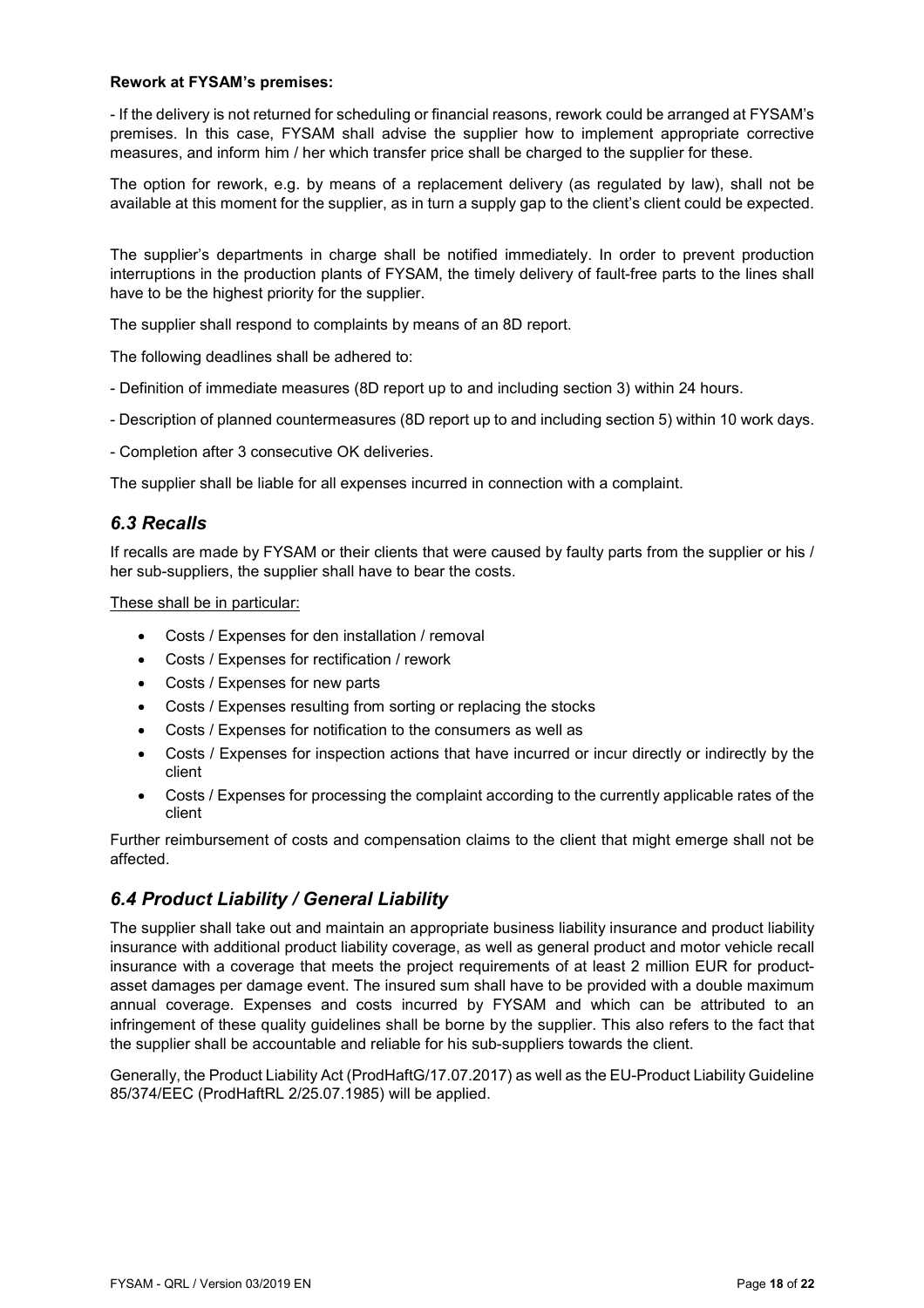**Rework at FYSAM's premises:**

- If the delivery is not returned for scheduling or financial reasons, rework could be arranged at FYSAM's premises. In this case, FYSAM shall advise the supplier how to implement appropriate corrective measures, and inform him / her which transfer price shall be charged to the supplier for these.

The option for rework, e.g. by means of a replacement delivery (as regulated by law), shall not be available at this moment for the supplier, as in turn a supply gap to the client's client could be expected.

The supplier's departments in charge shall be notified immediately. In order to prevent production interruptions in the production plants of FYSAM, the timely delivery of fault-free parts to the lines shall have to be the highest priority for the supplier.

The supplier shall respond to complaints by means of an 8D report.

The following deadlines shall be adhered to:

- Definition of immediate measures (8D report up to and including section 3) within 24 hours.
- Description of planned countermeasures (8D report up to and including section 5) within 10 work days.
- Completion after 3 consecutive OK deliveries.

The supplier shall be liable for all expenses incurred in connection with a complaint.

## *6.3 Recalls*

If recalls are made by FYSAM or their clients that were caused by faulty parts from the supplier or his / her sub-suppliers, the supplier shall have to bear the costs.

These shall be in particular:

- Costs / Expenses for den installation / removal
- Costs / Expenses for rectification / rework
- Costs / Expenses for new parts
- Costs / Expenses resulting from sorting or replacing the stocks
- Costs / Expenses for notification to the consumers as well as
- Costs / Expenses for inspection actions that have incurred or incur directly or indirectly by the client
- Costs / Expenses for processing the complaint according to the currently applicable rates of the client

Further reimbursement of costs and compensation claims to the client that might emerge shall not be affected.

## *6.4 Product Liability / General Liability*

The supplier shall take out and maintain an appropriate business liability insurance and product liability insurance with additional product liability coverage, as well as general product and motor vehicle recall insurance with a coverage that meets the project requirements of at least 2 million EUR for product-asset damages per damage event. The insured sum shall have to be provided with a double maximum annual coverage. Expenses and costs incurred by FYSAM and which can be attributed to an infringement of these quality guidelines shall be borne by the supplier. This also refers to the fact that the supplier shall be accountable and reliable for his sub-suppliers towards the client.

Generally, the Product Liability Act (ProdHaftG/17.07.2017) as well as the EU-Product Liability Guideline 85/374/EEC (ProdHaftRL 2/25.07.1985) will be applied.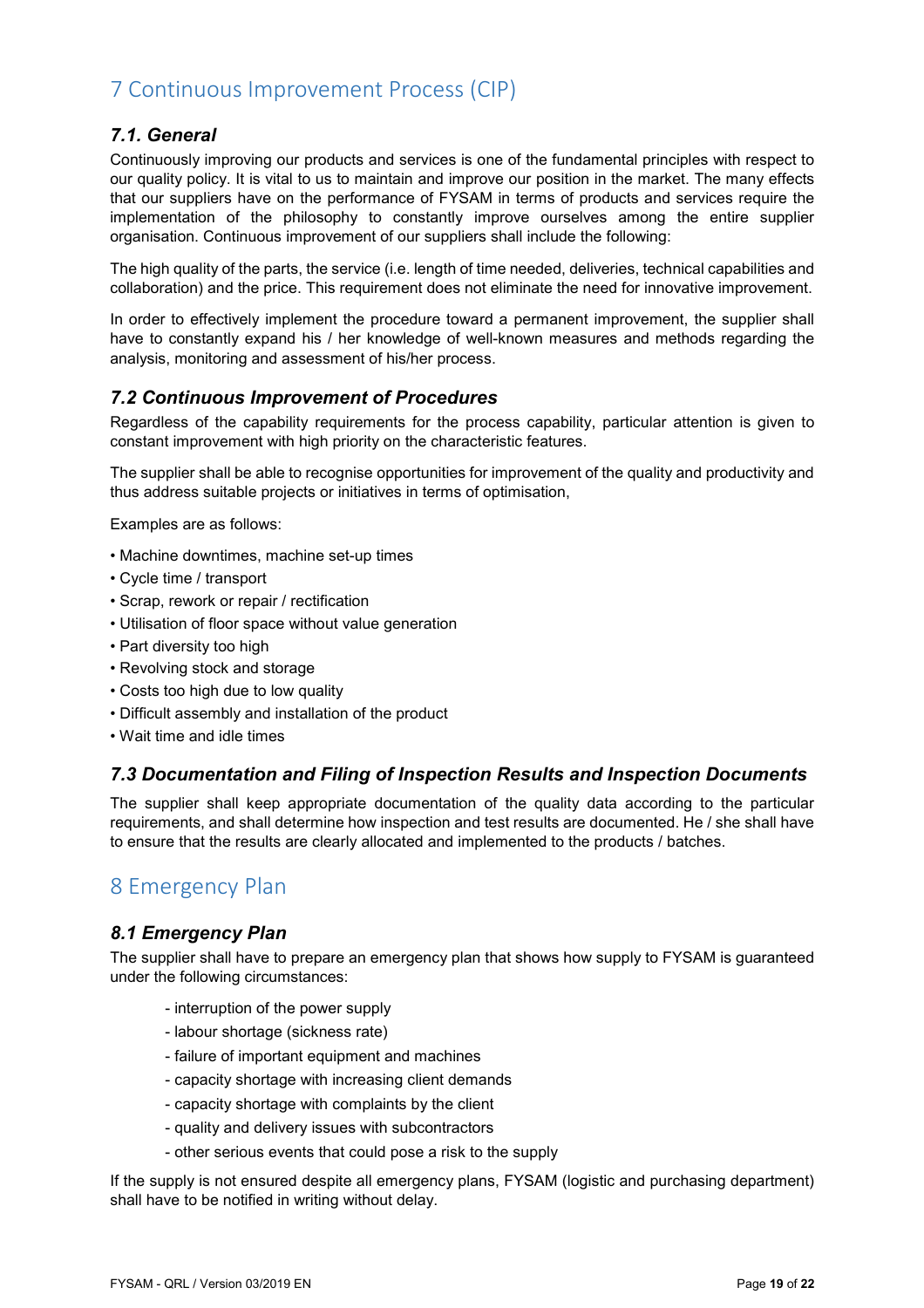# 7 Continuous Improvement Process (CIP)

## *7.1. General*

Continuously improving our products and services is one of the fundamental principles with respect to our quality policy. It is vital to us to maintain and improve our position in the market. The many effects that our suppliers have on the performance of FYSAM in terms of products and services require the implementation of the philosophy to constantly improve ourselves among the entire supplier organisation. Continuous improvement of our suppliers shall include the following:

The high quality of the parts, the service (i.e. length of time needed, deliveries, technical capabilities and collaboration) and the price. This requirement does not eliminate the need for innovative improvement.

In order to effectively implement the procedure toward a permanent improvement, the supplier shall have to constantly expand his / her knowledge of well-known measures and methods regarding the analysis, monitoring and assessment of his/her process.

## *7.2 Continuous Improvement of Procedures*

Regardless of the capability requirements for the process capability, particular attention is given to constant improvement with high priority on the characteristic features.

The supplier shall be able to recognise opportunities for improvement of the quality and productivity and thus address suitable projects or initiatives in terms of optimisation,

Examples are as follows:

- Machine downtimes, machine set-up times
- Cycle time / transport
- Scrap, rework or repair / rectification
- Utilisation of floor space without value generation
- Part diversity too high
- Revolving stock and storage
- Costs too high due to low quality
- Difficult assembly and installation of the product
- Wait time and idle times

## *7.3 Documentation and Filing of Inspection Results and Inspection Documents*

The supplier shall keep appropriate documentation of the quality data according to the particular requirements, and shall determine how inspection and test results are documented. He / she shall have to ensure that the results are clearly allocated and implemented to the products / batches.

# 8 Emergency Plan

## *8.1 Emergency Plan*

The supplier shall have to prepare an emergency plan that shows how supply to FYSAM is guaranteed under the following circumstances:

- interruption of the power supply
- labour shortage (sickness rate)
- failure of important equipment and machines
- capacity shortage with increasing client demands
- capacity shortage with complaints by the client
- quality and delivery issues with subcontractors
- other serious events that could pose a risk to the supply

If the supply is not ensured despite all emergency plans, FYSAM (logistic and purchasing department) shall have to be notified in writing without delay.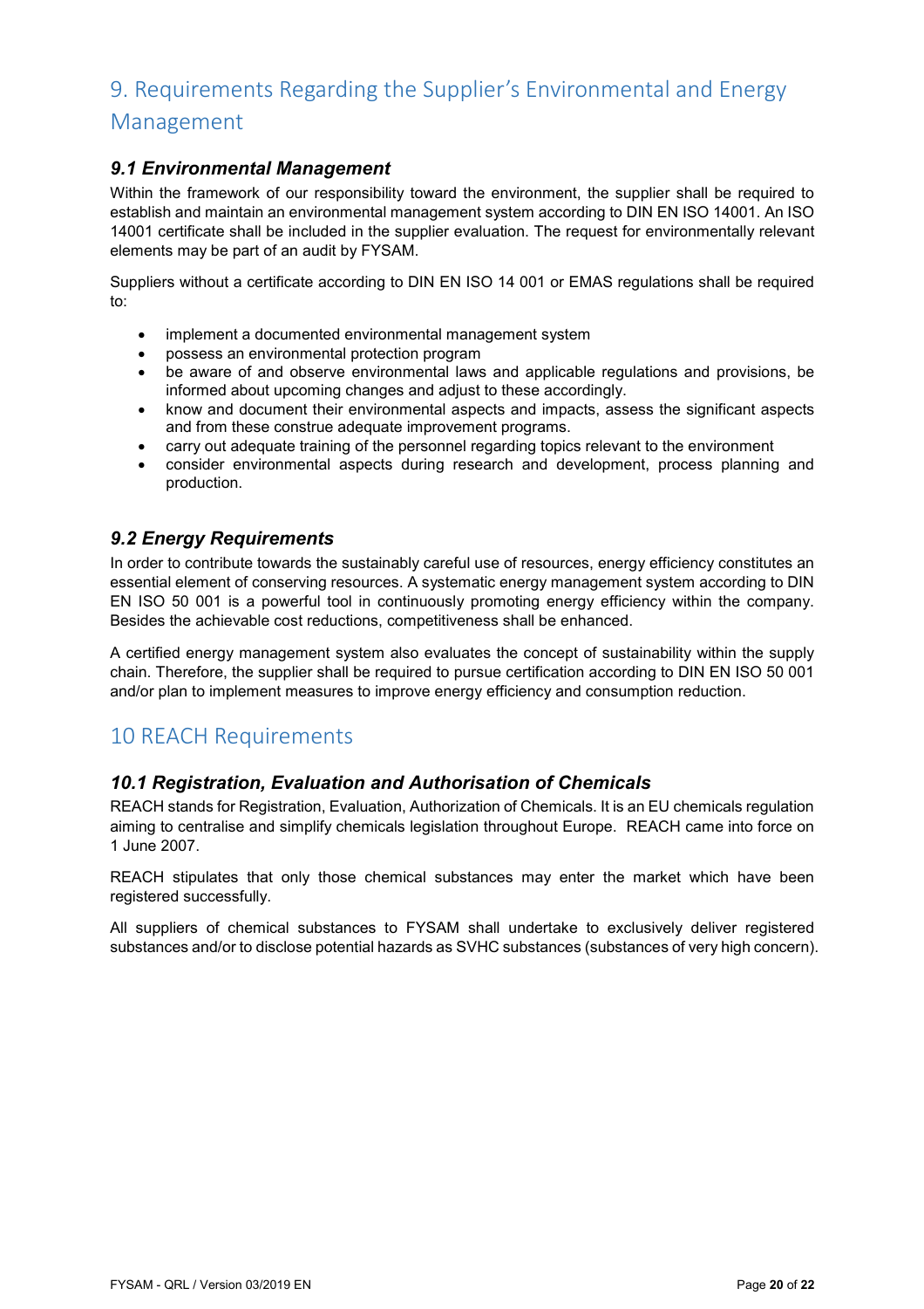# 9. Requirements Regarding the Supplier's Environmental and Energy Management

## 9.1 Environmental Management

Within the framework of our responsibility toward the environment, the supplier shall be required to establish and maintain an environmental management system according to DIN EN ISO 14001. An ISO 14001 certificate shall be included in the supplier evaluation. The request for environmentally relevant elements may be part of an audit by FYSAM.

Suppliers without a certificate according to DIN EN ISO 14 001 or EMAS regulations shall be required to:

- implement a documented environmental management system
- possess an environmental protection program
- be aware of and observe environmental laws and applicable regulations and provisions, be informed about upcoming changes and adjust to these accordingly.
- know and document their environmental aspects and impacts, assess the significant aspects and from these construe adequate improvement programs.
- carry out adequate training of the personnel regarding topics relevant to the environment
- consider environmental aspects during research and development, process planning and production.

## 9.2 Energy Requirements

In order to contribute towards the sustainably careful use of resources, energy efficiency constitutes an essential element of conserving resources. A systematic energy management system according to DIN EN ISO 50 001 is a powerful tool in continuously promoting energy efficiency within the company. Besides the achievable cost reductions, competitiveness shall be enhanced.

A certified energy management system also evaluates the concept of sustainability within the supply chain. Therefore, the supplier shall be required to pursue certification according to DIN EN ISO 50 001 and/or plan to implement measures to improve energy efficiency and consumption reduction.

# 10 REACH Requirements

## 10.1 Registration, Evaluation and Authorisation of Chemicals

REACH stands for Registration, Evaluation, Authorization of Chemicals. It is an EU chemicals regulation aiming to centralise and simplify chemicals legislation throughout Europe. REACH came into force on 1 June 2007.

REACH stipulates that only those chemical substances may enter the market which have been registered successfully.

All suppliers of chemical substances to FYSAM shall undertake to exclusively deliver registered substances and/or to disclose potential hazards as SVHC substances (substances of very high concern).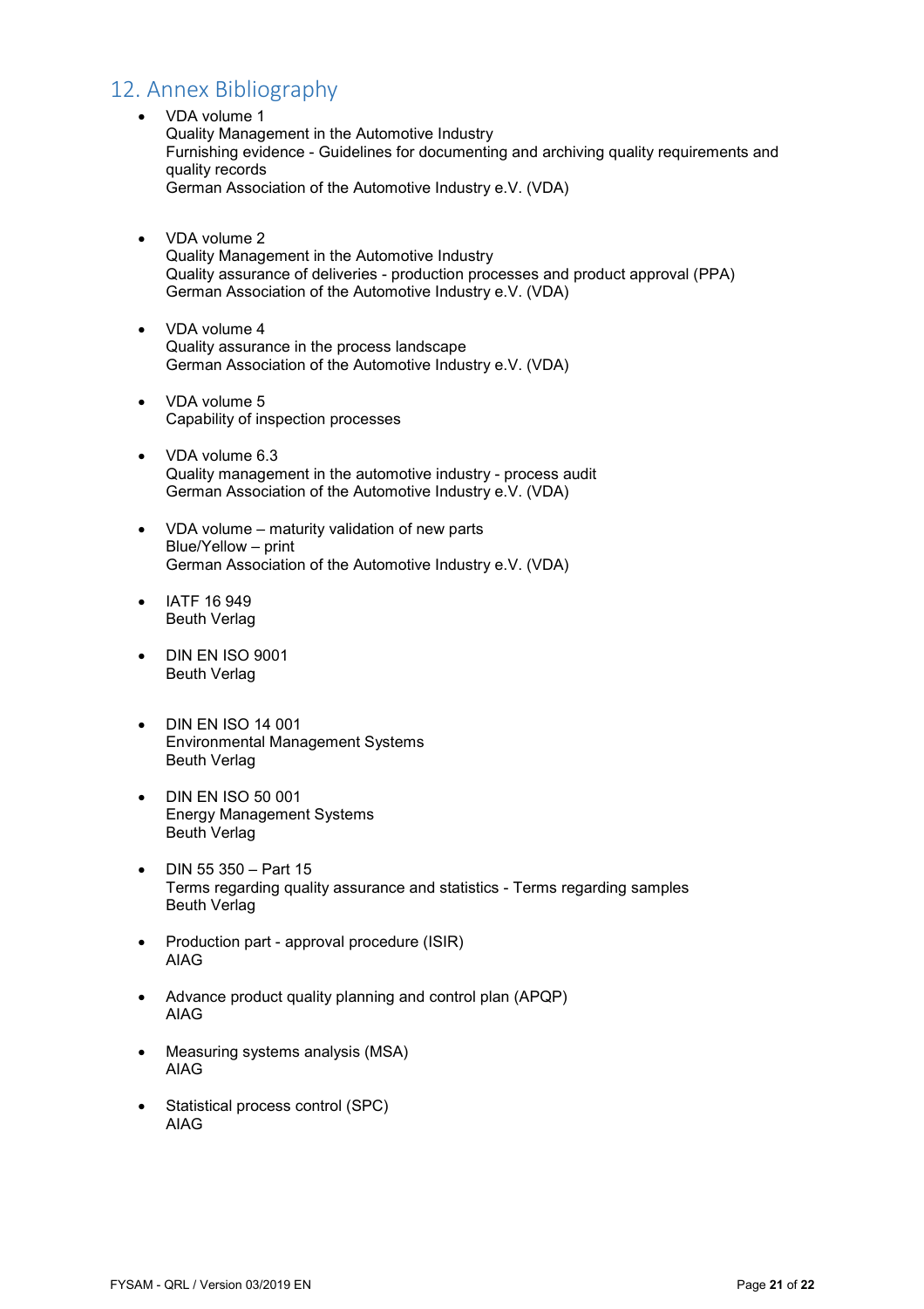## 12. Annex Bibliography

- VDA volume 1
  Quality Management in the Automotive Industry
  Furnishing evidence - Guidelines for documenting and archiving quality requirements and quality records
  German Association of the Automotive Industry e.V. (VDA)

- VDA volume 2
  Quality Management in the Automotive Industry
  Quality assurance of deliveries - production processes and product approval (PPA)
  German Association of the Automotive Industry e.V. (VDA)

- VDA volume 4
  Quality assurance in the process landscape
  German Association of the Automotive Industry e.V. (VDA)

- VDA volume 5
  Capability of inspection processes

- VDA volume 6.3
  Quality management in the automotive industry - process audit
  German Association of the Automotive Industry e.V. (VDA)

- VDA volume – maturity validation of new parts
  Blue/Yellow – print
  German Association of the Automotive Industry e.V. (VDA)

- IATF 16 949
  Beuth Verlag

- DIN EN ISO 9001
  Beuth Verlag

- DIN EN ISO 14 001
  Environmental Management Systems
  Beuth Verlag

- DIN EN ISO 50 001
  Energy Management Systems
  Beuth Verlag

- DIN 55 350 – Part 15
  Terms regarding quality assurance and statistics - Terms regarding samples
  Beuth Verlag

- Production part - approval procedure (ISIR)
  AIAG

- Advance product quality planning and control plan (APQP)
  AIAG

- Measuring systems analysis (MSA)
  AIAG

- Statistical process control (SPC)
  AIAG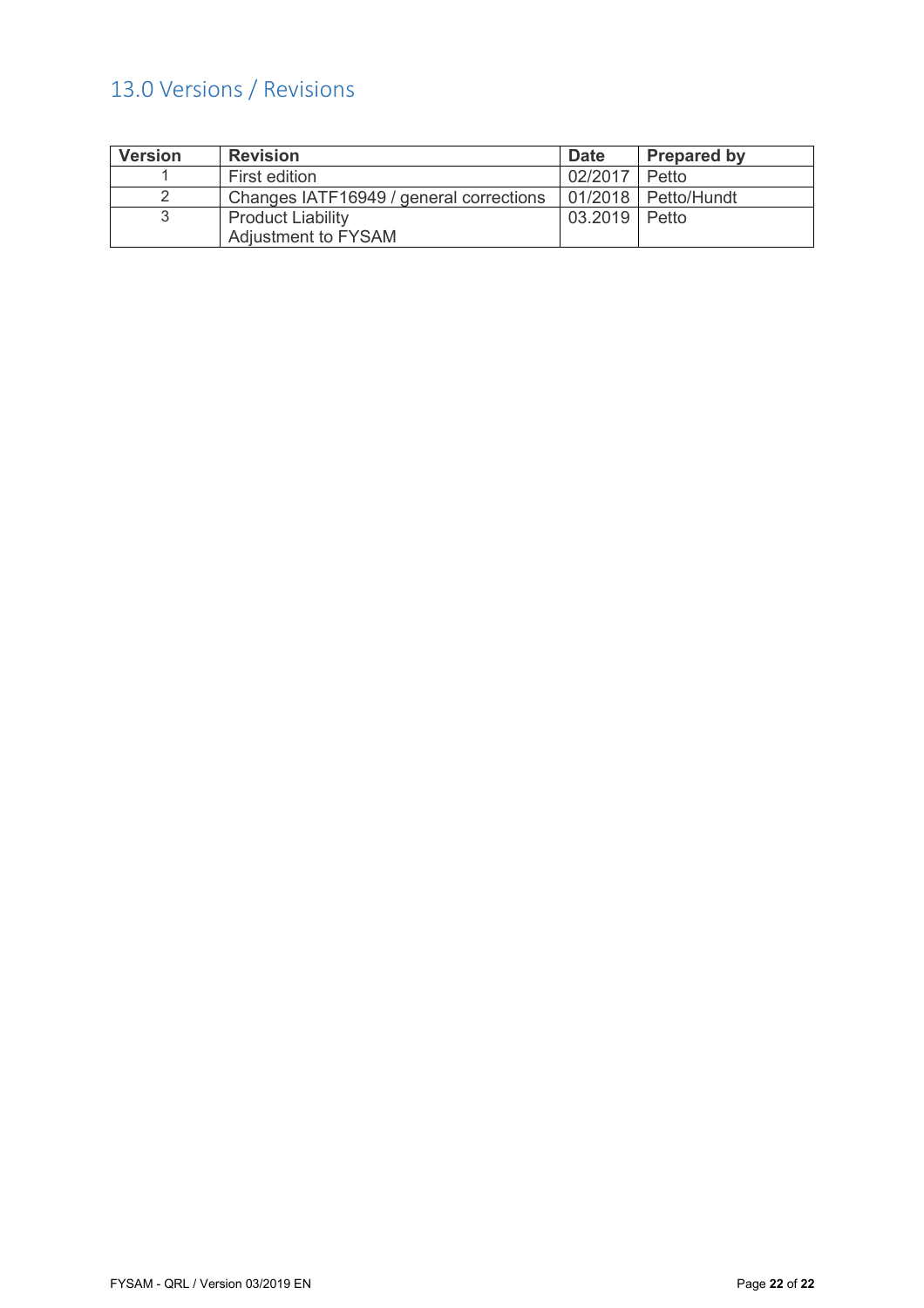## 13.0 Versions / Revisions

| Version | Revision | Date | Prepared by |
|---|---|---|---|
| 1 | First edition | 02/2017 | Petto |
| 2 | Changes IATF16949 / general corrections | 01/2018 | Petto/Hundt |
| 3 | Product Liability<br>Adjustment to FYSAM | 03.2019 | Petto |